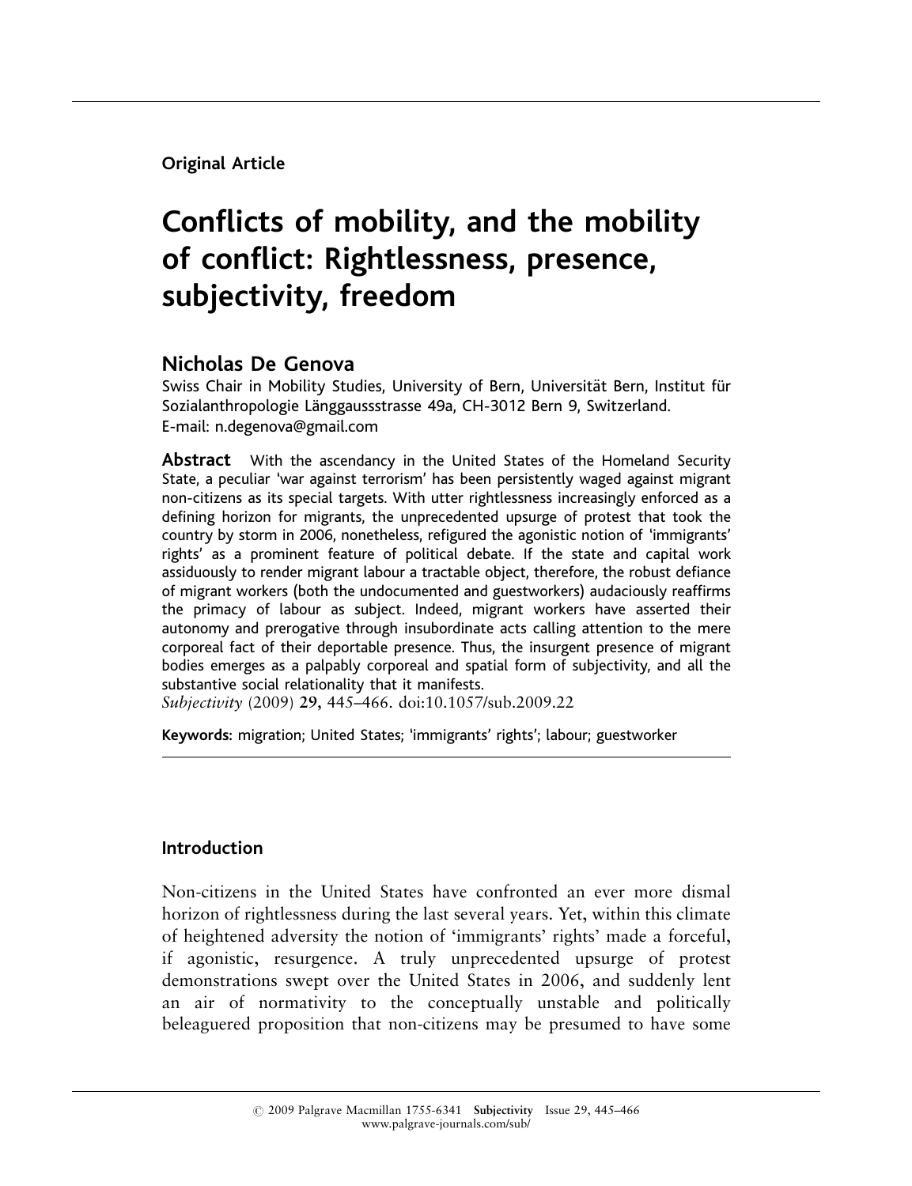**Original Article**

# Conflicts of mobility, and the mobility of conflict: Rightlessness, presence, subjectivity, freedom

**Nicholas De Genova**

Swiss Chair in Mobility Studies, University of Bern, Universität Bern, Institut für Sozialanthropologie Länggaussstrasse 49a, CH-3012 Bern 9, Switzerland.
E-mail: n.degenova@gmail.com

**Abstract** With the ascendancy in the United States of the Homeland Security State, a peculiar 'war against terrorism' has been persistently waged against migrant non-citizens as its special targets. With utter rightlessness increasingly enforced as a defining horizon for migrants, the unprecedented upsurge of protest that took the country by storm in 2006, nonetheless, refigured the agonistic notion of 'immigrants' rights' as a prominent feature of political debate. If the state and capital work assiduously to render migrant labour a tractable object, therefore, the robust defiance of migrant workers (both the undocumented and guestworkers) audaciously reaffirms the primacy of labour as subject. Indeed, migrant workers have asserted their autonomy and prerogative through insubordinate acts calling attention to the mere corporeal fact of their deportable presence. Thus, the insurgent presence of migrant bodies emerges as a palpably corporeal and spatial form of subjectivity, and all the substantive social relationality that it manifests.

*Subjectivity* (2009) **29,** 445–466. doi:10.1057/sub.2009.22

**Keywords:** migration; United States; 'immigrants' rights'; labour; guestworker

## Introduction

Non-citizens in the United States have confronted an ever more dismal horizon of rightlessness during the last several years. Yet, within this climate of heightened adversity the notion of 'immigrants' rights' made a forceful, if agonistic, resurgence. A truly unprecedented upsurge of protest demonstrations swept over the United States in 2006, and suddenly lent an air of normativity to the conceptually unstable and politically beleaguered proposition that non-citizens may be presumed to have some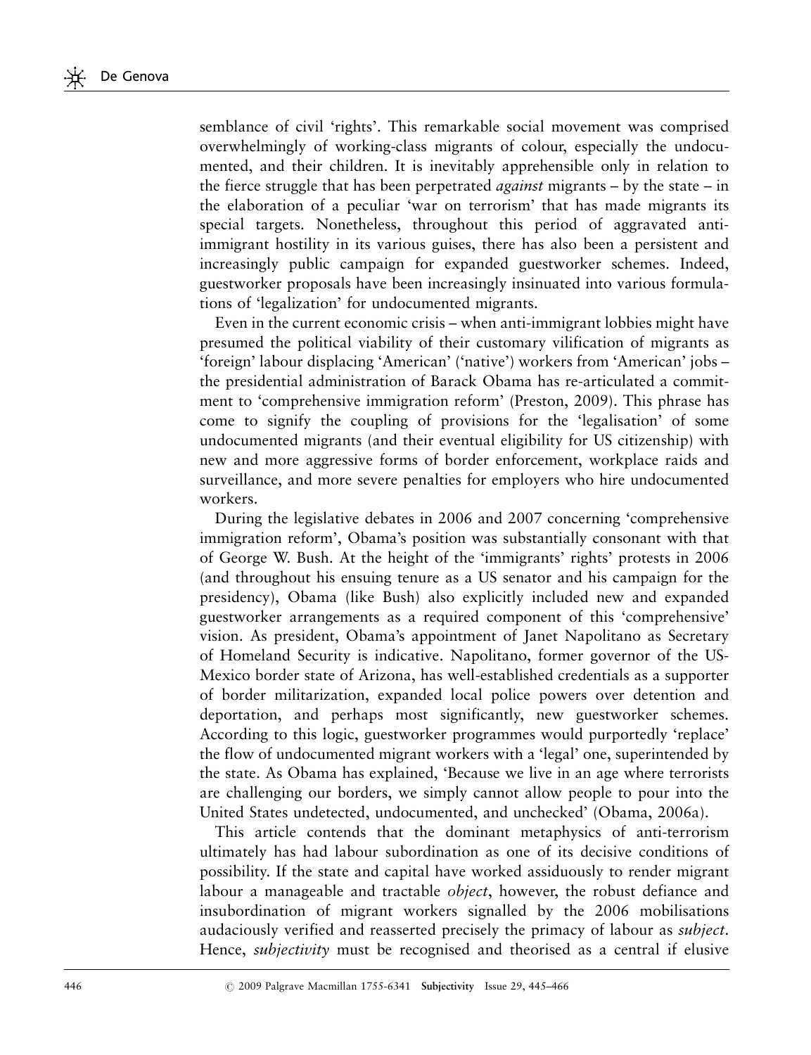semblance of civil 'rights'. This remarkable social movement was comprised overwhelmingly of working-class migrants of colour, especially the undocumented, and their children. It is inevitably apprehensible only in relation to the fierce struggle that has been perpetrated *against* migrants – by the state – in the elaboration of a peculiar 'war on terrorism' that has made migrants its special targets. Nonetheless, throughout this period of aggravated anti-immigrant hostility in its various guises, there has also been a persistent and increasingly public campaign for expanded guestworker schemes. Indeed, guestworker proposals have been increasingly insinuated into various formulations of 'legalization' for undocumented migrants.

Even in the current economic crisis – when anti-immigrant lobbies might have presumed the political viability of their customary vilification of migrants as 'foreign' labour displacing 'American' ('native') workers from 'American' jobs – the presidential administration of Barack Obama has re-articulated a commitment to 'comprehensive immigration reform' (Preston, 2009). This phrase has come to signify the coupling of provisions for the 'legalisation' of some undocumented migrants (and their eventual eligibility for US citizenship) with new and more aggressive forms of border enforcement, workplace raids and surveillance, and more severe penalties for employers who hire undocumented workers.

During the legislative debates in 2006 and 2007 concerning 'comprehensive immigration reform', Obama's position was substantially consonant with that of George W. Bush. At the height of the 'immigrants' rights' protests in 2006 (and throughout his ensuing tenure as a US senator and his campaign for the presidency), Obama (like Bush) also explicitly included new and expanded guestworker arrangements as a required component of this 'comprehensive' vision. As president, Obama's appointment of Janet Napolitano as Secretary of Homeland Security is indicative. Napolitano, former governor of the US-Mexico border state of Arizona, has well-established credentials as a supporter of border militarization, expanded local police powers over detention and deportation, and perhaps most significantly, new guestworker schemes. According to this logic, guestworker programmes would purportedly 'replace' the flow of undocumented migrant workers with a 'legal' one, superintended by the state. As Obama has explained, 'Because we live in an age where terrorists are challenging our borders, we simply cannot allow people to pour into the United States undetected, undocumented, and unchecked' (Obama, 2006a).

This article contends that the dominant metaphysics of anti-terrorism ultimately has had labour subordination as one of its decisive conditions of possibility. If the state and capital have worked assiduously to render migrant labour a manageable and tractable *object*, however, the robust defiance and insubordination of migrant workers signalled by the 2006 mobilisations audaciously verified and reasserted precisely the primacy of labour as *subject*. Hence, *subjectivity* must be recognised and theorised as a central if elusive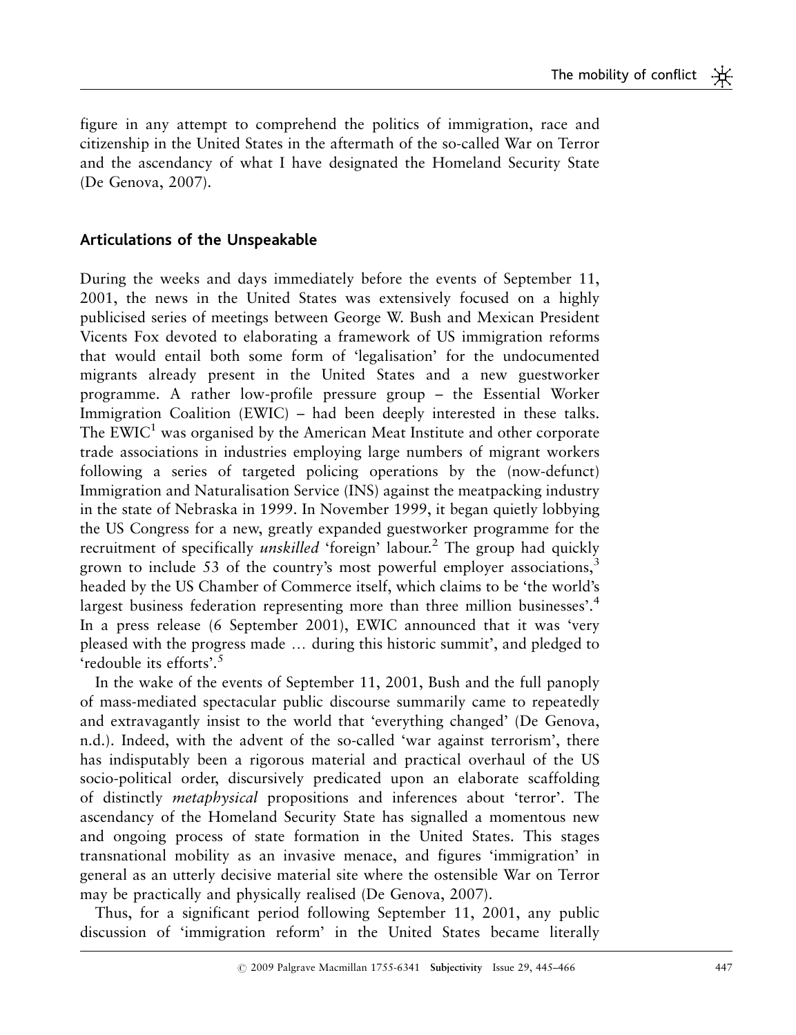figure in any attempt to comprehend the politics of immigration, race and citizenship in the United States in the aftermath of the so-called War on Terror and the ascendancy of what I have designated the Homeland Security State (De Genova, 2007).

## Articulations of the Unspeakable

During the weeks and days immediately before the events of September 11, 2001, the news in the United States was extensively focused on a highly publicised series of meetings between George W. Bush and Mexican President Vicents Fox devoted to elaborating a framework of US immigration reforms that would entail both some form of 'legalisation' for the undocumented migrants already present in the United States and a new guestworker programme. A rather low-profile pressure group – the Essential Worker Immigration Coalition (EWIC) – had been deeply interested in these talks. The EWIC[1] was organised by the American Meat Institute and other corporate trade associations in industries employing large numbers of migrant workers following a series of targeted policing operations by the (now-defunct) Immigration and Naturalisation Service (INS) against the meatpacking industry in the state of Nebraska in 1999. In November 1999, it began quietly lobbying the US Congress for a new, greatly expanded guestworker programme for the recruitment of specifically *unskilled* 'foreign' labour.[2] The group had quickly grown to include 53 of the country's most powerful employer associations,[3] headed by the US Chamber of Commerce itself, which claims to be 'the world's largest business federation representing more than three million businesses'.[4] In a press release (6 September 2001), EWIC announced that it was 'very pleased with the progress made … during this historic summit', and pledged to 'redouble its efforts'.[5]

In the wake of the events of September 11, 2001, Bush and the full panoply of mass-mediated spectacular public discourse summarily came to repeatedly and extravagantly insist to the world that 'everything changed' (De Genova, n.d.). Indeed, with the advent of the so-called 'war against terrorism', there has indisputably been a rigorous material and practical overhaul of the US socio-political order, discursively predicated upon an elaborate scaffolding of distinctly *metaphysical* propositions and inferences about 'terror'. The ascendancy of the Homeland Security State has signalled a momentous new and ongoing process of state formation in the United States. This stages transnational mobility as an invasive menace, and figures 'immigration' in general as an utterly decisive material site where the ostensible War on Terror may be practically and physically realised (De Genova, 2007).

Thus, for a significant period following September 11, 2001, any public discussion of 'immigration reform' in the United States became literally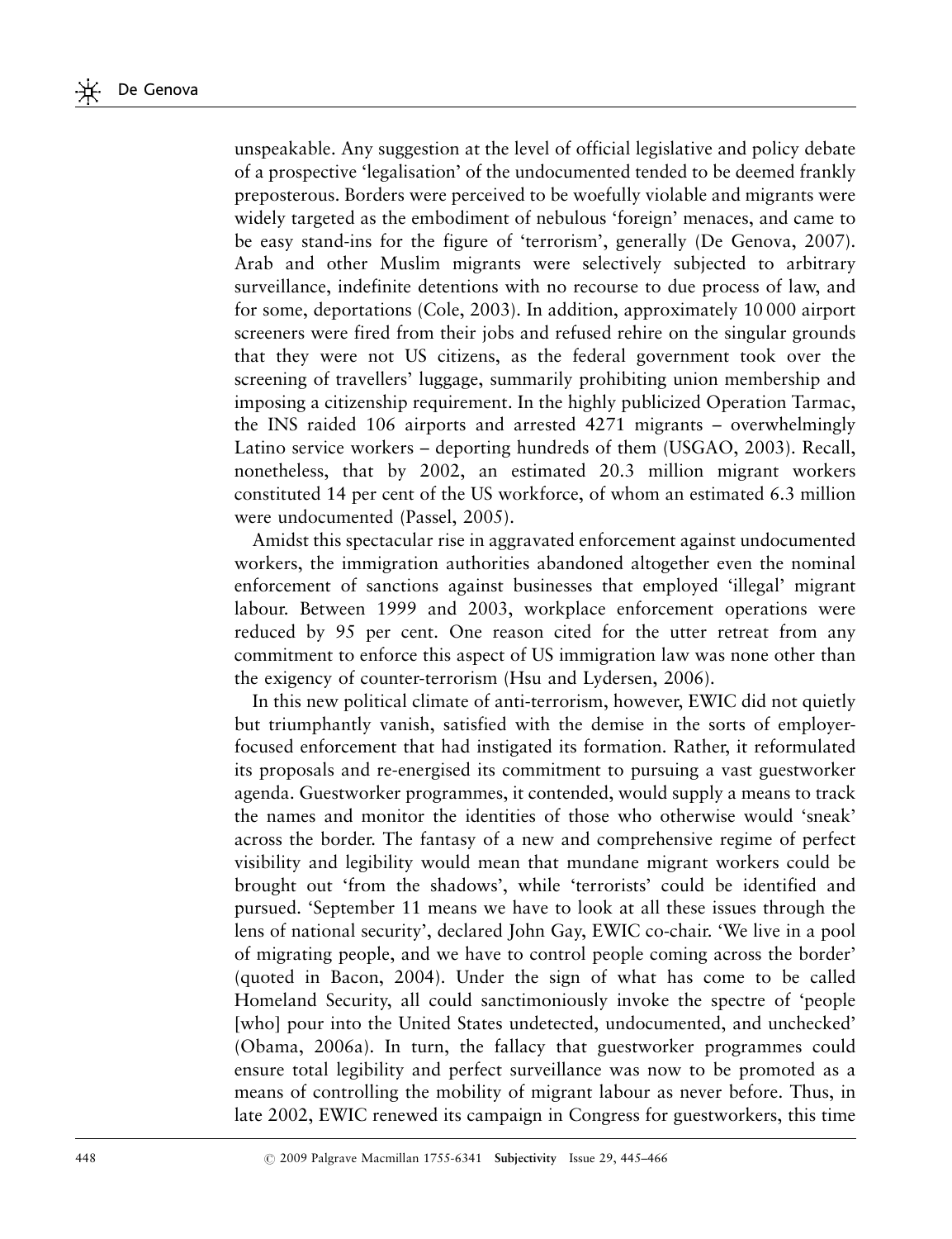unspeakable. Any suggestion at the level of official legislative and policy debate of a prospective 'legalisation' of the undocumented tended to be deemed frankly preposterous. Borders were perceived to be woefully violable and migrants were widely targeted as the embodiment of nebulous 'foreign' menaces, and came to be easy stand-ins for the figure of 'terrorism', generally (De Genova, 2007). Arab and other Muslim migrants were selectively subjected to arbitrary surveillance, indefinite detentions with no recourse to due process of law, and for some, deportations (Cole, 2003). In addition, approximately 10 000 airport screeners were fired from their jobs and refused rehire on the singular grounds that they were not US citizens, as the federal government took over the screening of travellers' luggage, summarily prohibiting union membership and imposing a citizenship requirement. In the highly publicized Operation Tarmac, the INS raided 106 airports and arrested 4271 migrants – overwhelmingly Latino service workers – deporting hundreds of them (USGAO, 2003). Recall, nonetheless, that by 2002, an estimated 20.3 million migrant workers constituted 14 per cent of the US workforce, of whom an estimated 6.3 million were undocumented (Passel, 2005).

Amidst this spectacular rise in aggravated enforcement against undocumented workers, the immigration authorities abandoned altogether even the nominal enforcement of sanctions against businesses that employed 'illegal' migrant labour. Between 1999 and 2003, workplace enforcement operations were reduced by 95 per cent. One reason cited for the utter retreat from any commitment to enforce this aspect of US immigration law was none other than the exigency of counter-terrorism (Hsu and Lydersen, 2006).

In this new political climate of anti-terrorism, however, EWIC did not quietly but triumphantly vanish, satisfied with the demise in the sorts of employer-focused enforcement that had instigated its formation. Rather, it reformulated its proposals and re-energised its commitment to pursuing a vast guestworker agenda. Guestworker programmes, it contended, would supply a means to track the names and monitor the identities of those who otherwise would 'sneak' across the border. The fantasy of a new and comprehensive regime of perfect visibility and legibility would mean that mundane migrant workers could be brought out 'from the shadows', while 'terrorists' could be identified and pursued. 'September 11 means we have to look at all these issues through the lens of national security', declared John Gay, EWIC co-chair. 'We live in a pool of migrating people, and we have to control people coming across the border' (quoted in Bacon, 2004). Under the sign of what has come to be called Homeland Security, all could sanctimoniously invoke the spectre of 'people [who] pour into the United States undetected, undocumented, and unchecked' (Obama, 2006a). In turn, the fallacy that guestworker programmes could ensure total legibility and perfect surveillance was now to be promoted as a means of controlling the mobility of migrant labour as never before. Thus, in late 2002, EWIC renewed its campaign in Congress for guestworkers, this time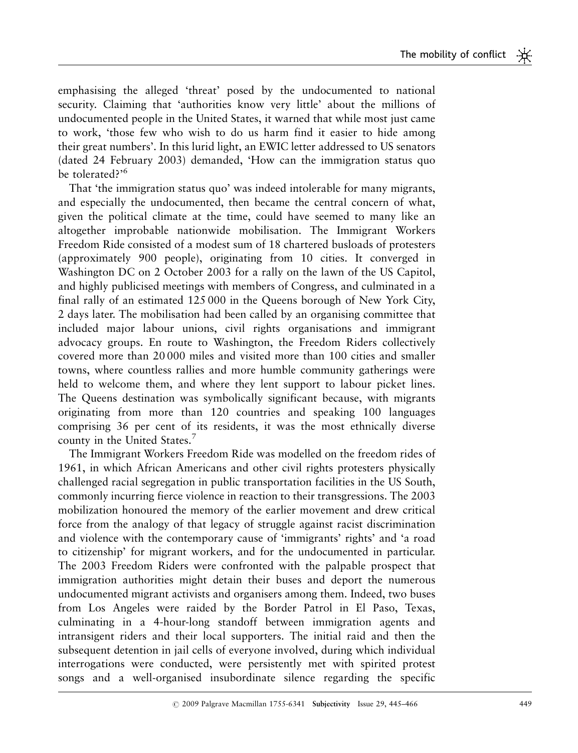emphasising the alleged 'threat' posed by the undocumented to national security. Claiming that 'authorities know very little' about the millions of undocumented people in the United States, it warned that while most just came to work, 'those few who wish to do us harm find it easier to hide among their great numbers'. In this lurid light, an EWIC letter addressed to US senators (dated 24 February 2003) demanded, 'How can the immigration status quo be tolerated?'[6]

That 'the immigration status quo' was indeed intolerable for many migrants, and especially the undocumented, then became the central concern of what, given the political climate at the time, could have seemed to many like an altogether improbable nationwide mobilisation. The Immigrant Workers Freedom Ride consisted of a modest sum of 18 chartered busloads of protesters (approximately 900 people), originating from 10 cities. It converged in Washington DC on 2 October 2003 for a rally on the lawn of the US Capitol, and highly publicised meetings with members of Congress, and culminated in a final rally of an estimated 125 000 in the Queens borough of New York City, 2 days later. The mobilisation had been called by an organising committee that included major labour unions, civil rights organisations and immigrant advocacy groups. En route to Washington, the Freedom Riders collectively covered more than 20 000 miles and visited more than 100 cities and smaller towns, where countless rallies and more humble community gatherings were held to welcome them, and where they lent support to labour picket lines. The Queens destination was symbolically significant because, with migrants originating from more than 120 countries and speaking 100 languages comprising 36 per cent of its residents, it was the most ethnically diverse county in the United States.[7]

The Immigrant Workers Freedom Ride was modelled on the freedom rides of 1961, in which African Americans and other civil rights protesters physically challenged racial segregation in public transportation facilities in the US South, commonly incurring fierce violence in reaction to their transgressions. The 2003 mobilization honoured the memory of the earlier movement and drew critical force from the analogy of that legacy of struggle against racist discrimination and violence with the contemporary cause of 'immigrants' rights' and 'a road to citizenship' for migrant workers, and for the undocumented in particular. The 2003 Freedom Riders were confronted with the palpable prospect that immigration authorities might detain their buses and deport the numerous undocumented migrant activists and organisers among them. Indeed, two buses from Los Angeles were raided by the Border Patrol in El Paso, Texas, culminating in a 4-hour-long standoff between immigration agents and intransigent riders and their local supporters. The initial raid and then the subsequent detention in jail cells of everyone involved, during which individual interrogations were conducted, were persistently met with spirited protest songs and a well-organised insubordinate silence regarding the specific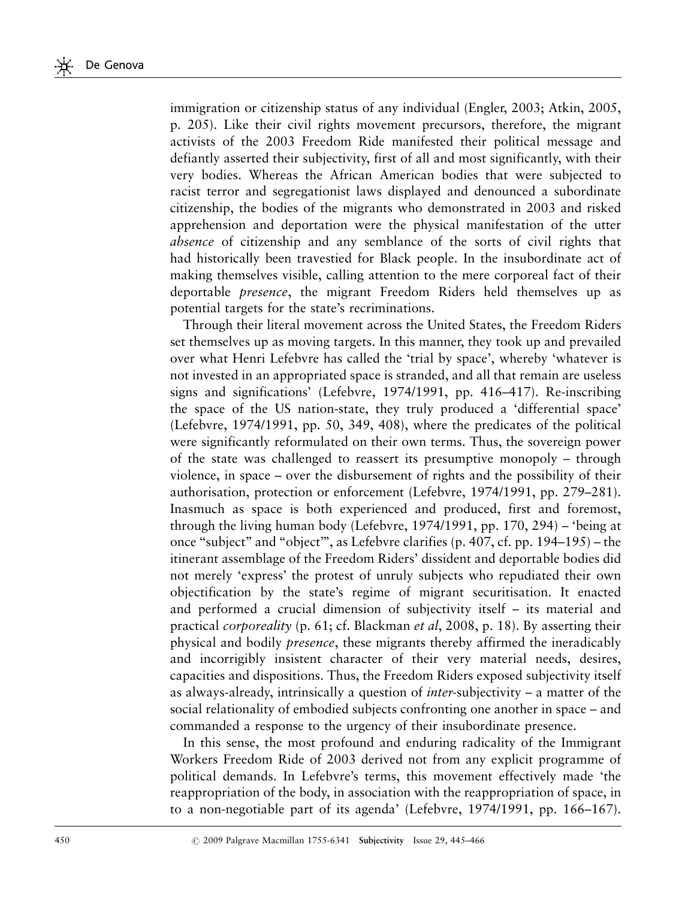immigration or citizenship status of any individual (Engler, 2003; Atkin, 2005, p. 205). Like their civil rights movement precursors, therefore, the migrant activists of the 2003 Freedom Ride manifested their political message and defiantly asserted their subjectivity, first of all and most significantly, with their very bodies. Whereas the African American bodies that were subjected to racist terror and segregationist laws displayed and denounced a subordinate citizenship, the bodies of the migrants who demonstrated in 2003 and risked apprehension and deportation were the physical manifestation of the utter *absence* of citizenship and any semblance of the sorts of civil rights that had historically been travestied for Black people. In the insubordinate act of making themselves visible, calling attention to the mere corporeal fact of their deportable *presence*, the migrant Freedom Riders held themselves up as potential targets for the state's recriminations.

Through their literal movement across the United States, the Freedom Riders set themselves up as moving targets. In this manner, they took up and prevailed over what Henri Lefebvre has called the 'trial by space', whereby 'whatever is not invested in an appropriated space is stranded, and all that remain are useless signs and significations' (Lefebvre, 1974/1991, pp. 416–417). Re-inscribing the space of the US nation-state, they truly produced a 'differential space' (Lefebvre, 1974/1991, pp. 50, 349, 408), where the predicates of the political were significantly reformulated on their own terms. Thus, the sovereign power of the state was challenged to reassert its presumptive monopoly – through violence, in space – over the disbursement of rights and the possibility of their authorisation, protection or enforcement (Lefebvre, 1974/1991, pp. 279–281). Inasmuch as space is both experienced and produced, first and foremost, through the living human body (Lefebvre, 1974/1991, pp. 170, 294) – 'being at once "subject" and "object"', as Lefebvre clarifies (p. 407, cf. pp. 194–195) – the itinerant assemblage of the Freedom Riders' dissident and deportable bodies did not merely 'express' the protest of unruly subjects who repudiated their own objectification by the state's regime of migrant securitisation. It enacted and performed a crucial dimension of subjectivity itself – its material and practical *corporeality* (p. 61; cf. Blackman *et al*, 2008, p. 18). By asserting their physical and bodily *presence*, these migrants thereby affirmed the ineradicably and incorrigibly insistent character of their very material needs, desires, capacities and dispositions. Thus, the Freedom Riders exposed subjectivity itself as always-already, intrinsically a question of *inter*-subjectivity – a matter of the social relationality of embodied subjects confronting one another in space – and commanded a response to the urgency of their insubordinate presence.

In this sense, the most profound and enduring radicality of the Immigrant Workers Freedom Ride of 2003 derived not from any explicit programme of political demands. In Lefebvre's terms, this movement effectively made 'the reappropriation of the body, in association with the reappropriation of space, in to a non-negotiable part of its agenda' (Lefebvre, 1974/1991, pp. 166–167).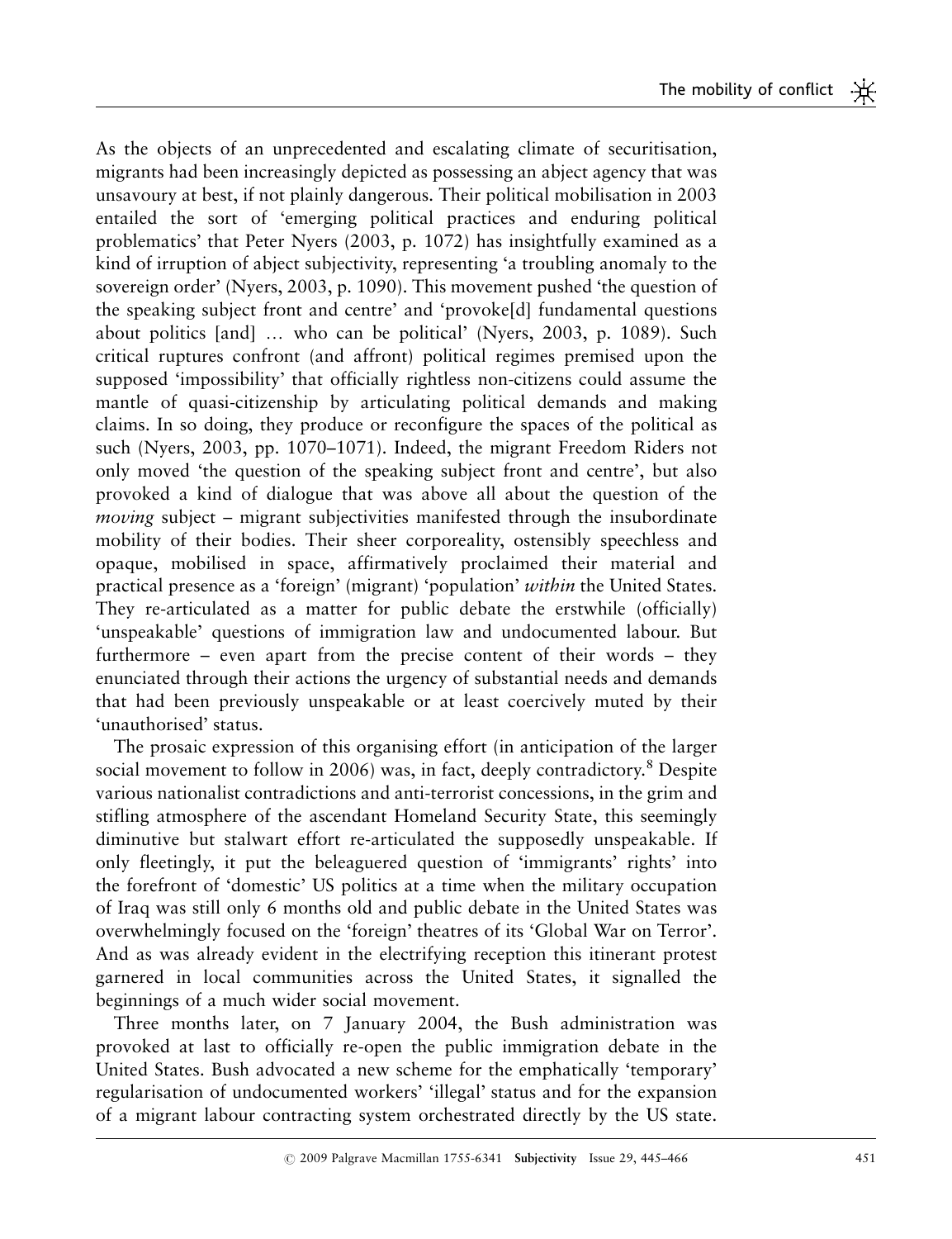As the objects of an unprecedented and escalating climate of securitisation, migrants had been increasingly depicted as possessing an abject agency that was unsavoury at best, if not plainly dangerous. Their political mobilisation in 2003 entailed the sort of 'emerging political practices and enduring political problematics' that Peter Nyers (2003, p. 1072) has insightfully examined as a kind of irruption of abject subjectivity, representing 'a troubling anomaly to the sovereign order' (Nyers, 2003, p. 1090). This movement pushed 'the question of the speaking subject front and centre' and 'provoke[d] fundamental questions about politics [and] … who can be political' (Nyers, 2003, p. 1089). Such critical ruptures confront (and affront) political regimes premised upon the supposed 'impossibility' that officially rightless non-citizens could assume the mantle of quasi-citizenship by articulating political demands and making claims. In so doing, they produce or reconfigure the spaces of the political as such (Nyers, 2003, pp. 1070–1071). Indeed, the migrant Freedom Riders not only moved 'the question of the speaking subject front and centre', but also provoked a kind of dialogue that was above all about the question of the *moving* subject – migrant subjectivities manifested through the insubordinate mobility of their bodies. Their sheer corporeality, ostensibly speechless and opaque, mobilised in space, affirmatively proclaimed their material and practical presence as a 'foreign' (migrant) 'population' *within* the United States. They re-articulated as a matter for public debate the erstwhile (officially) 'unspeakable' questions of immigration law and undocumented labour. But furthermore – even apart from the precise content of their words – they enunciated through their actions the urgency of substantial needs and demands that had been previously unspeakable or at least coercively muted by their 'unauthorised' status.

The prosaic expression of this organising effort (in anticipation of the larger social movement to follow in 2006) was, in fact, deeply contradictory.[8] Despite various nationalist contradictions and anti-terrorist concessions, in the grim and stifling atmosphere of the ascendant Homeland Security State, this seemingly diminutive but stalwart effort re-articulated the supposedly unspeakable. If only fleetingly, it put the beleaguered question of 'immigrants' rights' into the forefront of 'domestic' US politics at a time when the military occupation of Iraq was still only 6 months old and public debate in the United States was overwhelmingly focused on the 'foreign' theatres of its 'Global War on Terror'. And as was already evident in the electrifying reception this itinerant protest garnered in local communities across the United States, it signalled the beginnings of a much wider social movement.

Three months later, on 7 January 2004, the Bush administration was provoked at last to officially re-open the public immigration debate in the United States. Bush advocated a new scheme for the emphatically 'temporary' regularisation of undocumented workers' 'illegal' status and for the expansion of a migrant labour contracting system orchestrated directly by the US state.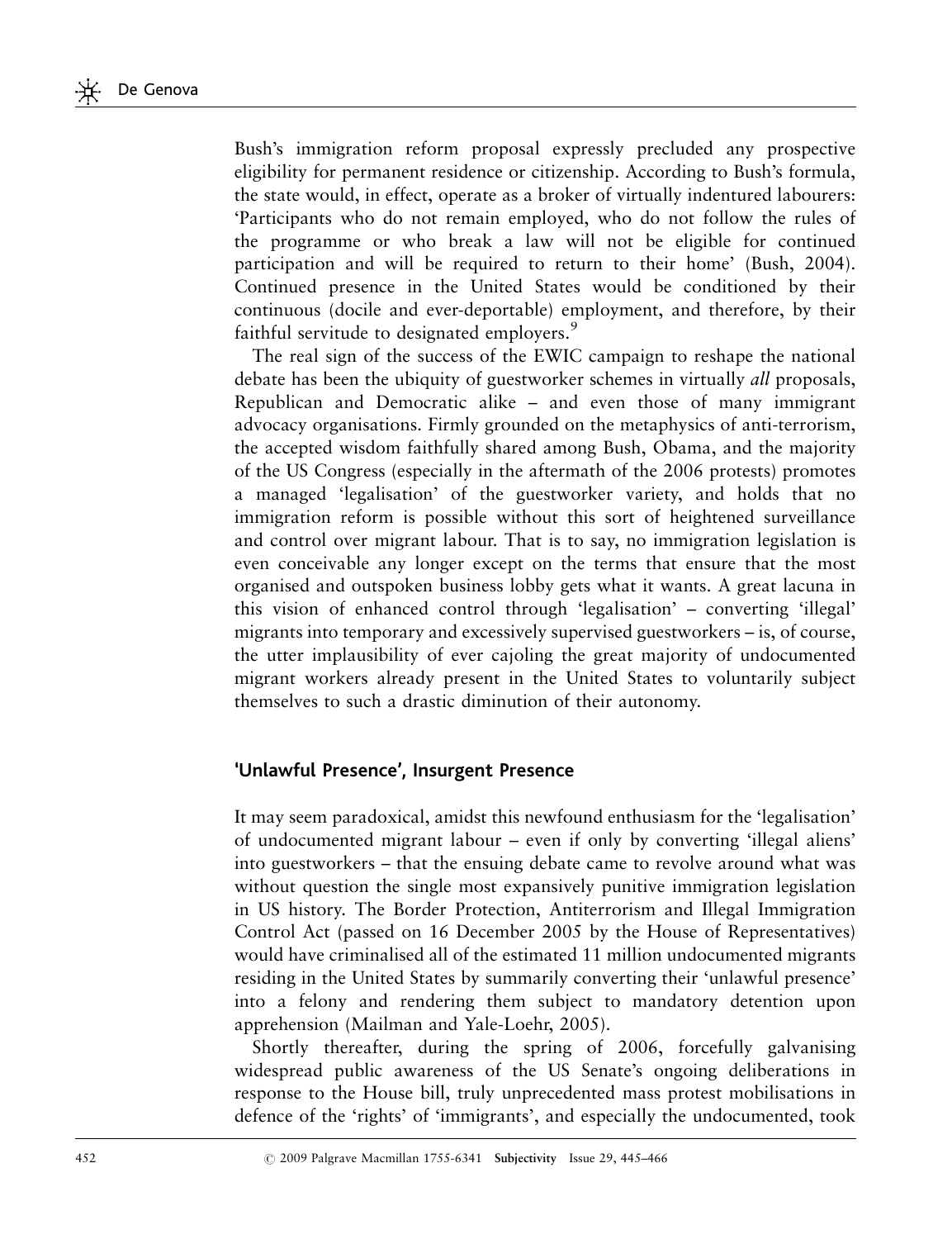Bush's immigration reform proposal expressly precluded any prospective eligibility for permanent residence or citizenship. According to Bush's formula, the state would, in effect, operate as a broker of virtually indentured labourers: 'Participants who do not remain employed, who do not follow the rules of the programme or who break a law will not be eligible for continued participation and will be required to return to their home' (Bush, 2004). Continued presence in the United States would be conditioned by their continuous (docile and ever-deportable) employment, and therefore, by their faithful servitude to designated employers.[9]

The real sign of the success of the EWIC campaign to reshape the national debate has been the ubiquity of guestworker schemes in virtually *all* proposals, Republican and Democratic alike – and even those of many immigrant advocacy organisations. Firmly grounded on the metaphysics of anti-terrorism, the accepted wisdom faithfully shared among Bush, Obama, and the majority of the US Congress (especially in the aftermath of the 2006 protests) promotes a managed 'legalisation' of the guestworker variety, and holds that no immigration reform is possible without this sort of heightened surveillance and control over migrant labour. That is to say, no immigration legislation is even conceivable any longer except on the terms that ensure that the most organised and outspoken business lobby gets what it wants. A great lacuna in this vision of enhanced control through 'legalisation' – converting 'illegal' migrants into temporary and excessively supervised guestworkers – is, of course, the utter implausibility of ever cajoling the great majority of undocumented migrant workers already present in the United States to voluntarily subject themselves to such a drastic diminution of their autonomy.

## 'Unlawful Presence', Insurgent Presence

It may seem paradoxical, amidst this newfound enthusiasm for the 'legalisation' of undocumented migrant labour – even if only by converting 'illegal aliens' into guestworkers – that the ensuing debate came to revolve around what was without question the single most expansively punitive immigration legislation in US history. The Border Protection, Antiterrorism and Illegal Immigration Control Act (passed on 16 December 2005 by the House of Representatives) would have criminalised all of the estimated 11 million undocumented migrants residing in the United States by summarily converting their 'unlawful presence' into a felony and rendering them subject to mandatory detention upon apprehension (Mailman and Yale-Loehr, 2005).

Shortly thereafter, during the spring of 2006, forcefully galvanising widespread public awareness of the US Senate's ongoing deliberations in response to the House bill, truly unprecedented mass protest mobilisations in defence of the 'rights' of 'immigrants', and especially the undocumented, took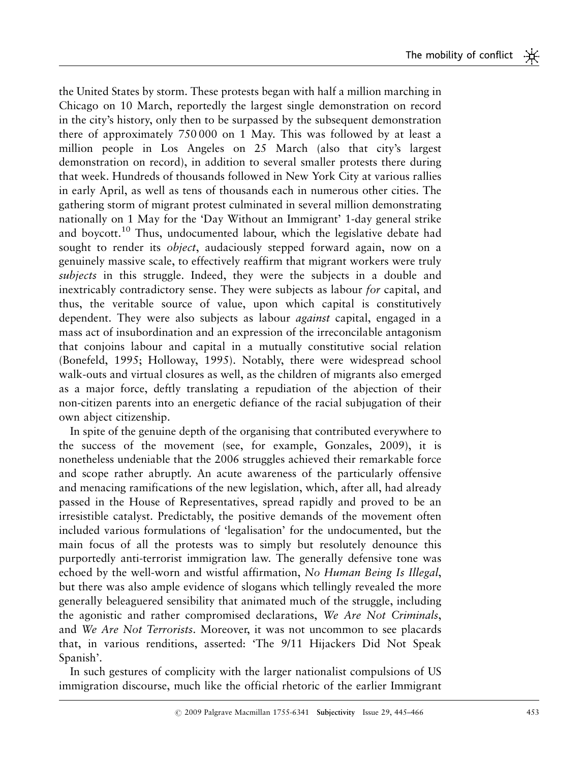the United States by storm. These protests began with half a million marching in Chicago on 10 March, reportedly the largest single demonstration on record in the city's history, only then to be surpassed by the subsequent demonstration there of approximately 750 000 on 1 May. This was followed by at least a million people in Los Angeles on 25 March (also that city's largest demonstration on record), in addition to several smaller protests there during that week. Hundreds of thousands followed in New York City at various rallies in early April, as well as tens of thousands each in numerous other cities. The gathering storm of migrant protest culminated in several million demonstrating nationally on 1 May for the 'Day Without an Immigrant' 1-day general strike and boycott.[10] Thus, undocumented labour, which the legislative debate had sought to render its *object*, audaciously stepped forward again, now on a genuinely massive scale, to effectively reaffirm that migrant workers were truly *subjects* in this struggle. Indeed, they were the subjects in a double and inextricably contradictory sense. They were subjects as labour *for* capital, and thus, the veritable source of value, upon which capital is constitutively dependent. They were also subjects as labour *against* capital, engaged in a mass act of insubordination and an expression of the irreconcilable antagonism that conjoins labour and capital in a mutually constitutive social relation (Bonefeld, 1995; Holloway, 1995). Notably, there were widespread school walk-outs and virtual closures as well, as the children of migrants also emerged as a major force, deftly translating a repudiation of the abjection of their non-citizen parents into an energetic defiance of the racial subjugation of their own abject citizenship.

In spite of the genuine depth of the organising that contributed everywhere to the success of the movement (see, for example, Gonzales, 2009), it is nonetheless undeniable that the 2006 struggles achieved their remarkable force and scope rather abruptly. An acute awareness of the particularly offensive and menacing ramifications of the new legislation, which, after all, had already passed in the House of Representatives, spread rapidly and proved to be an irresistible catalyst. Predictably, the positive demands of the movement often included various formulations of 'legalisation' for the undocumented, but the main focus of all the protests was to simply but resolutely denounce this purportedly anti-terrorist immigration law. The generally defensive tone was echoed by the well-worn and wistful affirmation, *No Human Being Is Illegal*, but there was also ample evidence of slogans which tellingly revealed the more generally beleaguered sensibility that animated much of the struggle, including the agonistic and rather compromised declarations, *We Are Not Criminals*, and *We Are Not Terrorists*. Moreover, it was not uncommon to see placards that, in various renditions, asserted: 'The 9/11 Hijackers Did Not Speak Spanish'.

In such gestures of complicity with the larger nationalist compulsions of US immigration discourse, much like the official rhetoric of the earlier Immigrant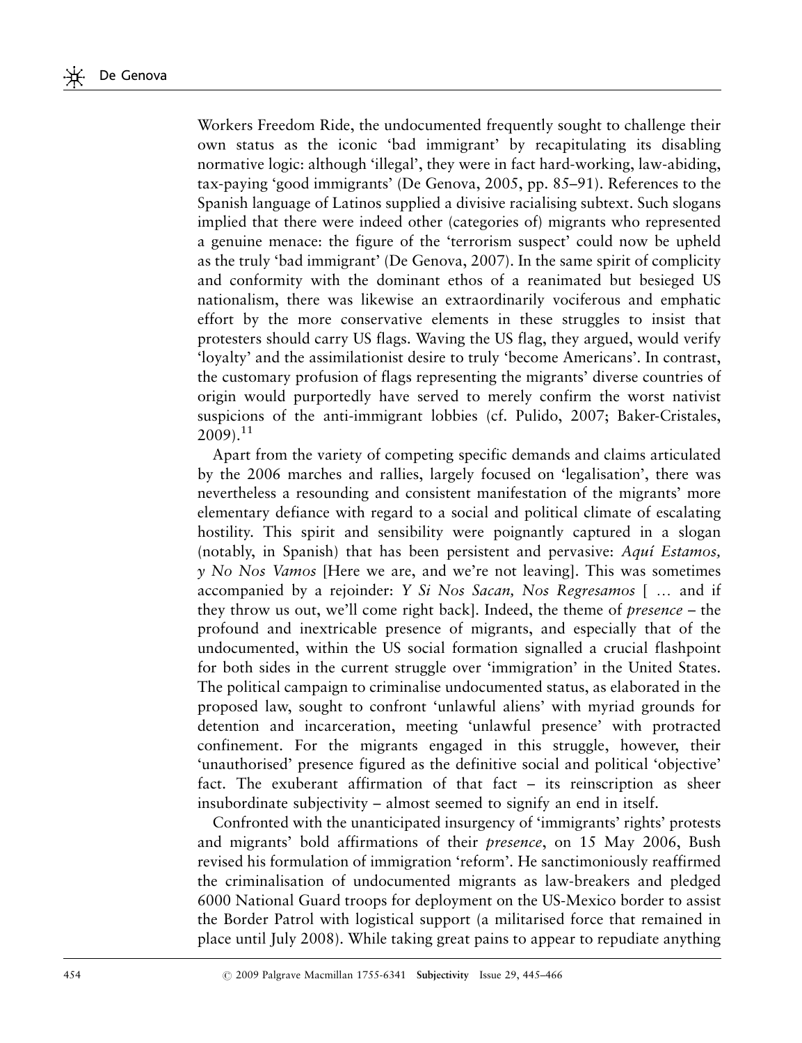Workers Freedom Ride, the undocumented frequently sought to challenge their own status as the iconic 'bad immigrant' by recapitulating its disabling normative logic: although 'illegal', they were in fact hard-working, law-abiding, tax-paying 'good immigrants' (De Genova, 2005, pp. 85–91). References to the Spanish language of Latinos supplied a divisive racialising subtext. Such slogans implied that there were indeed other (categories of) migrants who represented a genuine menace: the figure of the 'terrorism suspect' could now be upheld as the truly 'bad immigrant' (De Genova, 2007). In the same spirit of complicity and conformity with the dominant ethos of a reanimated but besieged US nationalism, there was likewise an extraordinarily vociferous and emphatic effort by the more conservative elements in these struggles to insist that protesters should carry US flags. Waving the US flag, they argued, would verify 'loyalty' and the assimilationist desire to truly 'become Americans'. In contrast, the customary profusion of flags representing the migrants' diverse countries of origin would purportedly have served to merely confirm the worst nativist suspicions of the anti-immigrant lobbies (cf. Pulido, 2007; Baker-Cristales, 2009).[11]

Apart from the variety of competing specific demands and claims articulated by the 2006 marches and rallies, largely focused on 'legalisation', there was nevertheless a resounding and consistent manifestation of the migrants' more elementary defiance with regard to a social and political climate of escalating hostility. This spirit and sensibility were poignantly captured in a slogan (notably, in Spanish) that has been persistent and pervasive: *Aquí Estamos, y No Nos Vamos* [Here we are, and we're not leaving]. This was sometimes accompanied by a rejoinder: *Y Si Nos Sacan, Nos Regresamos* [ … and if they throw us out, we'll come right back]. Indeed, the theme of *presence* – the profound and inextricable presence of migrants, and especially that of the undocumented, within the US social formation signalled a crucial flashpoint for both sides in the current struggle over 'immigration' in the United States. The political campaign to criminalise undocumented status, as elaborated in the proposed law, sought to confront 'unlawful aliens' with myriad grounds for detention and incarceration, meeting 'unlawful presence' with protracted confinement. For the migrants engaged in this struggle, however, their 'unauthorised' presence figured as the definitive social and political 'objective' fact. The exuberant affirmation of that fact – its reinscription as sheer insubordinate subjectivity – almost seemed to signify an end in itself.

Confronted with the unanticipated insurgency of 'immigrants' rights' protests and migrants' bold affirmations of their *presence*, on 15 May 2006, Bush revised his formulation of immigration 'reform'. He sanctimoniously reaffirmed the criminalisation of undocumented migrants as law-breakers and pledged 6000 National Guard troops for deployment on the US-Mexico border to assist the Border Patrol with logistical support (a militarised force that remained in place until July 2008). While taking great pains to appear to repudiate anything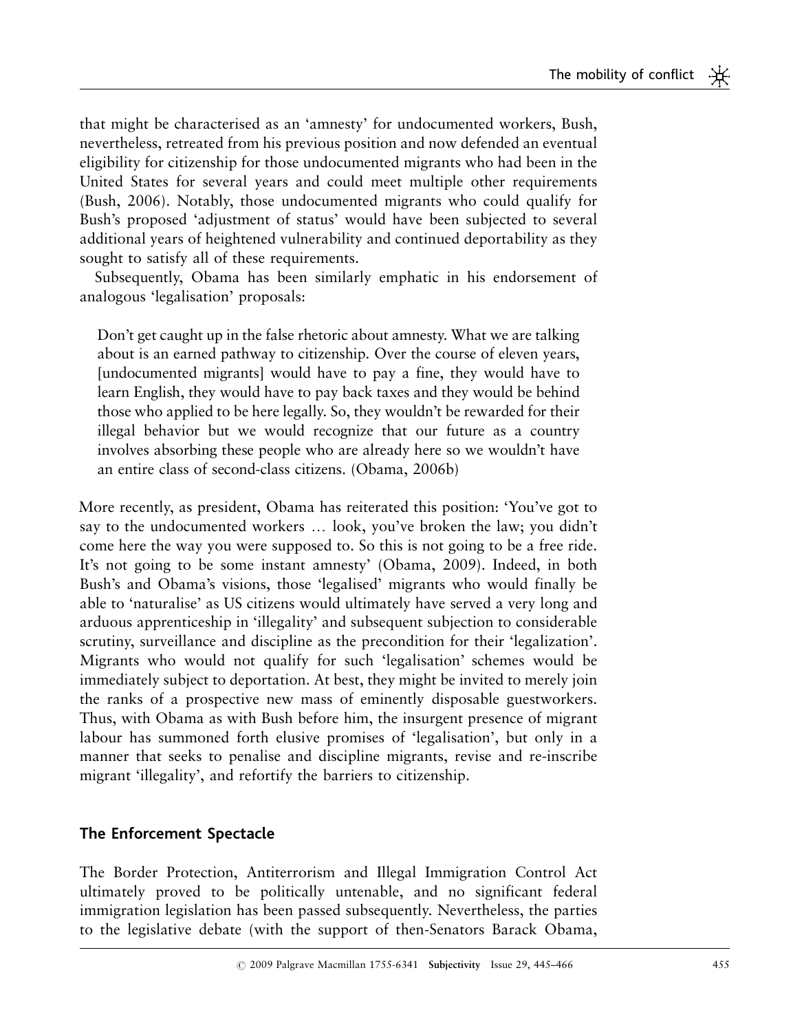that might be characterised as an 'amnesty' for undocumented workers, Bush, nevertheless, retreated from his previous position and now defended an eventual eligibility for citizenship for those undocumented migrants who had been in the United States for several years and could meet multiple other requirements (Bush, 2006). Notably, those undocumented migrants who could qualify for Bush's proposed 'adjustment of status' would have been subjected to several additional years of heightened vulnerability and continued deportability as they sought to satisfy all of these requirements.

Subsequently, Obama has been similarly emphatic in his endorsement of analogous 'legalisation' proposals:

> Don't get caught up in the false rhetoric about amnesty. What we are talking about is an earned pathway to citizenship. Over the course of eleven years, [undocumented migrants] would have to pay a fine, they would have to learn English, they would have to pay back taxes and they would be behind those who applied to be here legally. So, they wouldn't be rewarded for their illegal behavior but we would recognize that our future as a country involves absorbing these people who are already here so we wouldn't have an entire class of second-class citizens. (Obama, 2006b)

More recently, as president, Obama has reiterated this position: 'You've got to say to the undocumented workers … look, you've broken the law; you didn't come here the way you were supposed to. So this is not going to be a free ride. It's not going to be some instant amnesty' (Obama, 2009). Indeed, in both Bush's and Obama's visions, those 'legalised' migrants who would finally be able to 'naturalise' as US citizens would ultimately have served a very long and arduous apprenticeship in 'illegality' and subsequent subjection to considerable scrutiny, surveillance and discipline as the precondition for their 'legalization'. Migrants who would not qualify for such 'legalisation' schemes would be immediately subject to deportation. At best, they might be invited to merely join the ranks of a prospective new mass of eminently disposable guestworkers. Thus, with Obama as with Bush before him, the insurgent presence of migrant labour has summoned forth elusive promises of 'legalisation', but only in a manner that seeks to penalise and discipline migrants, revise and re-inscribe migrant 'illegality', and refortify the barriers to citizenship.

## The Enforcement Spectacle

The Border Protection, Antiterrorism and Illegal Immigration Control Act ultimately proved to be politically untenable, and no significant federal immigration legislation has been passed subsequently. Nevertheless, the parties to the legislative debate (with the support of then-Senators Barack Obama,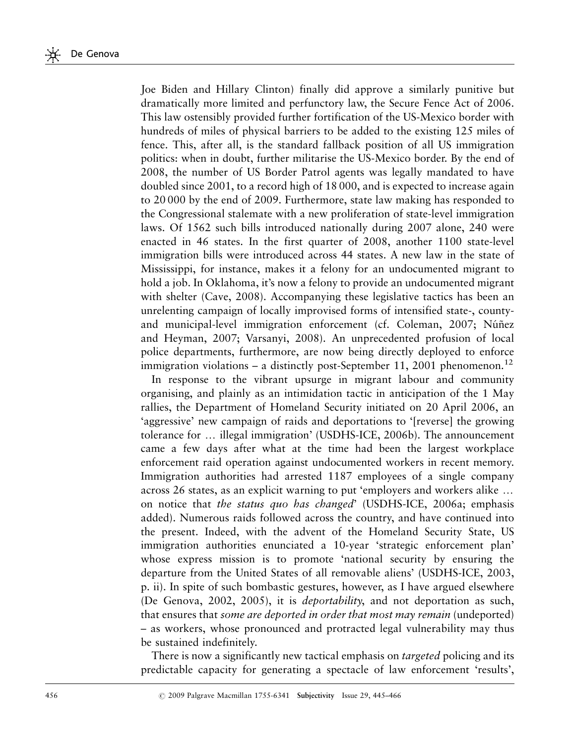Joe Biden and Hillary Clinton) finally did approve a similarly punitive but dramatically more limited and perfunctory law, the Secure Fence Act of 2006. This law ostensibly provided further fortification of the US-Mexico border with hundreds of miles of physical barriers to be added to the existing 125 miles of fence. This, after all, is the standard fallback position of all US immigration politics: when in doubt, further militarise the US-Mexico border. By the end of 2008, the number of US Border Patrol agents was legally mandated to have doubled since 2001, to a record high of 18 000, and is expected to increase again to 20 000 by the end of 2009. Furthermore, state law making has responded to the Congressional stalemate with a new proliferation of state-level immigration laws. Of 1562 such bills introduced nationally during 2007 alone, 240 were enacted in 46 states. In the first quarter of 2008, another 1100 state-level immigration bills were introduced across 44 states. A new law in the state of Mississippi, for instance, makes it a felony for an undocumented migrant to hold a job. In Oklahoma, it's now a felony to provide an undocumented migrant with shelter (Cave, 2008). Accompanying these legislative tactics has been an unrelenting campaign of locally improvised forms of intensified state-, county- and municipal-level immigration enforcement (cf. Coleman, 2007; Núñez and Heyman, 2007; Varsanyi, 2008). An unprecedented profusion of local police departments, furthermore, are now being directly deployed to enforce immigration violations – a distinctly post-September 11, 2001 phenomenon.[12]

In response to the vibrant upsurge in migrant labour and community organising, and plainly as an intimidation tactic in anticipation of the 1 May rallies, the Department of Homeland Security initiated on 20 April 2006, an 'aggressive' new campaign of raids and deportations to '[reverse] the growing tolerance for … illegal immigration' (USDHS-ICE, 2006b). The announcement came a few days after what at the time had been the largest workplace enforcement raid operation against undocumented workers in recent memory. Immigration authorities had arrested 1187 employees of a single company across 26 states, as an explicit warning to put 'employers and workers alike … on notice that *the status quo has changed*' (USDHS-ICE, 2006a; emphasis added). Numerous raids followed across the country, and have continued into the present. Indeed, with the advent of the Homeland Security State, US immigration authorities enunciated a 10-year 'strategic enforcement plan' whose express mission is to promote 'national security by ensuring the departure from the United States of all removable aliens' (USDHS-ICE, 2003, p. ii). In spite of such bombastic gestures, however, as I have argued elsewhere (De Genova, 2002, 2005), it is *deportability*, and not deportation as such, that ensures that *some are deported in order that most may remain* (undeported) – as workers, whose pronounced and protracted legal vulnerability may thus be sustained indefinitely.

There is now a significantly new tactical emphasis on *targeted* policing and its predictable capacity for generating a spectacle of law enforcement 'results',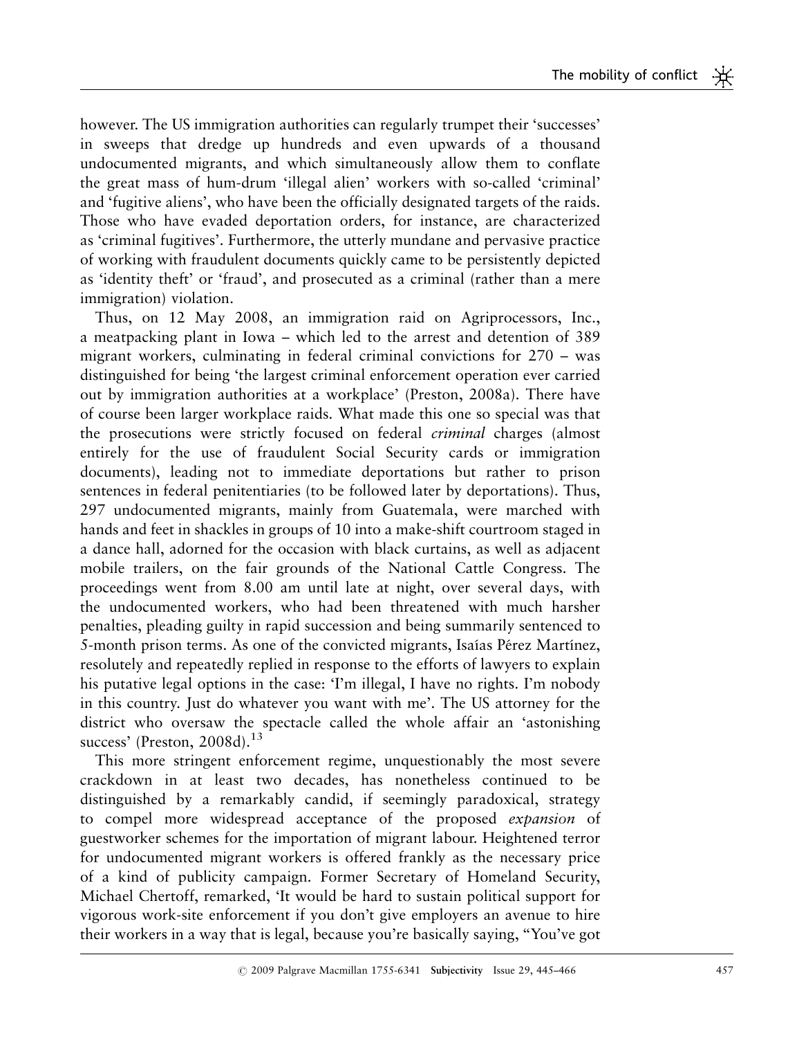however. The US immigration authorities can regularly trumpet their 'successes' in sweeps that dredge up hundreds and even upwards of a thousand undocumented migrants, and which simultaneously allow them to conflate the great mass of hum-drum 'illegal alien' workers with so-called 'criminal' and 'fugitive aliens', who have been the officially designated targets of the raids. Those who have evaded deportation orders, for instance, are characterized as 'criminal fugitives'. Furthermore, the utterly mundane and pervasive practice of working with fraudulent documents quickly came to be persistently depicted as 'identity theft' or 'fraud', and prosecuted as a criminal (rather than a mere immigration) violation.

Thus, on 12 May 2008, an immigration raid on Agriprocessors, Inc., a meatpacking plant in Iowa – which led to the arrest and detention of 389 migrant workers, culminating in federal criminal convictions for 270 – was distinguished for being 'the largest criminal enforcement operation ever carried out by immigration authorities at a workplace' (Preston, 2008a). There have of course been larger workplace raids. What made this one so special was that the prosecutions were strictly focused on federal *criminal* charges (almost entirely for the use of fraudulent Social Security cards or immigration documents), leading not to immediate deportations but rather to prison sentences in federal penitentiaries (to be followed later by deportations). Thus, 297 undocumented migrants, mainly from Guatemala, were marched with hands and feet in shackles in groups of 10 into a make-shift courtroom staged in a dance hall, adorned for the occasion with black curtains, as well as adjacent mobile trailers, on the fair grounds of the National Cattle Congress. The proceedings went from 8.00 am until late at night, over several days, with the undocumented workers, who had been threatened with much harsher penalties, pleading guilty in rapid succession and being summarily sentenced to 5-month prison terms. As one of the convicted migrants, Isaías Pérez Martínez, resolutely and repeatedly replied in response to the efforts of lawyers to explain his putative legal options in the case: 'I'm illegal, I have no rights. I'm nobody in this country. Just do whatever you want with me'. The US attorney for the district who oversaw the spectacle called the whole affair an 'astonishing success' (Preston, 2008d).[13]

This more stringent enforcement regime, unquestionably the most severe crackdown in at least two decades, has nonetheless continued to be distinguished by a remarkably candid, if seemingly paradoxical, strategy to compel more widespread acceptance of the proposed *expansion* of guestworker schemes for the importation of migrant labour. Heightened terror for undocumented migrant workers is offered frankly as the necessary price of a kind of publicity campaign. Former Secretary of Homeland Security, Michael Chertoff, remarked, 'It would be hard to sustain political support for vigorous work-site enforcement if you don't give employers an avenue to hire their workers in a way that is legal, because you're basically saying, "You've got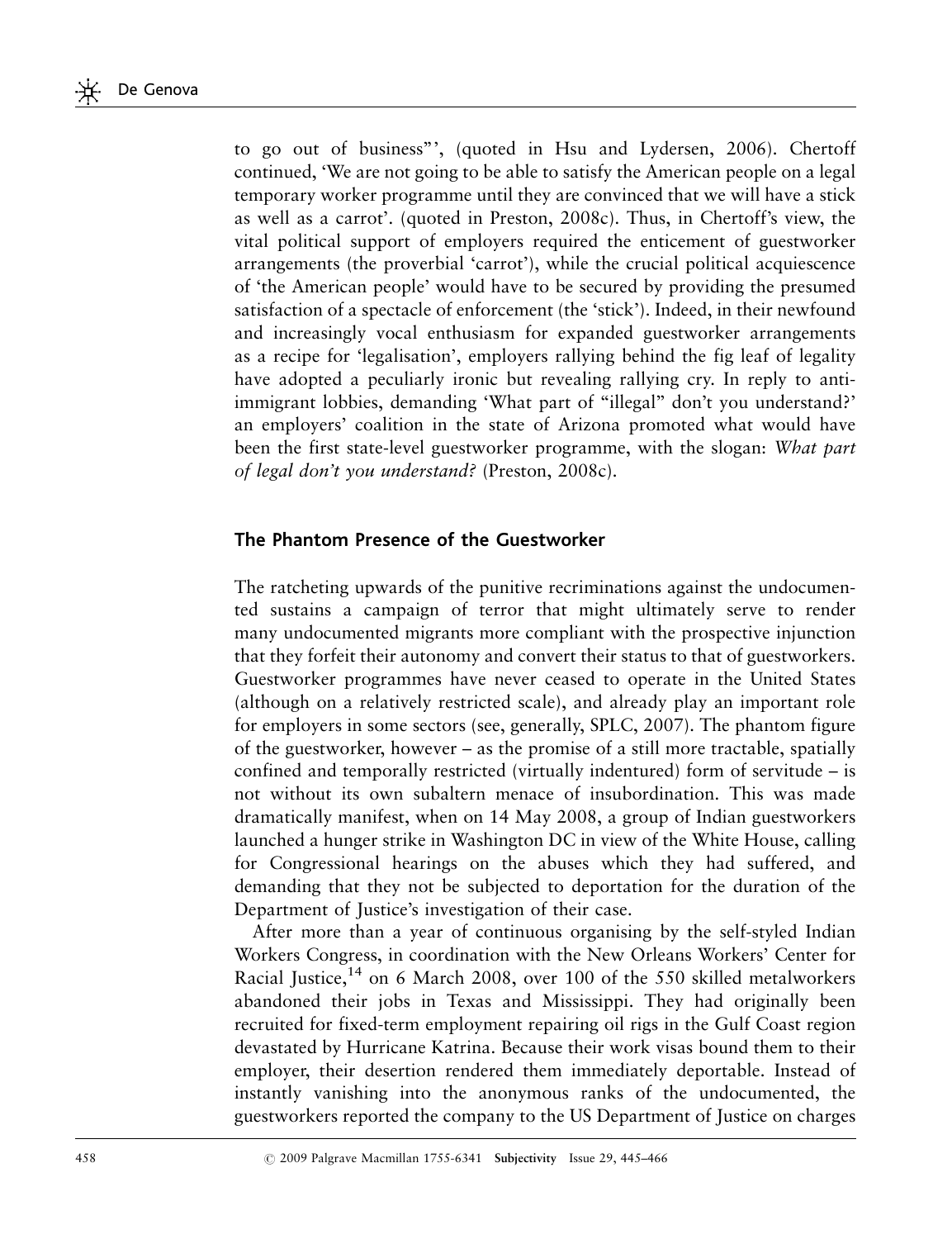to go out of business"', (quoted in Hsu and Lydersen, 2006). Chertoff continued, 'We are not going to be able to satisfy the American people on a legal temporary worker programme until they are convinced that we will have a stick as well as a carrot'. (quoted in Preston, 2008c). Thus, in Chertoff's view, the vital political support of employers required the enticement of guestworker arrangements (the proverbial 'carrot'), while the crucial political acquiescence of 'the American people' would have to be secured by providing the presumed satisfaction of a spectacle of enforcement (the 'stick'). Indeed, in their newfound and increasingly vocal enthusiasm for expanded guestworker arrangements as a recipe for 'legalisation', employers rallying behind the fig leaf of legality have adopted a peculiarly ironic but revealing rallying cry. In reply to anti-immigrant lobbies, demanding 'What part of "illegal" don't you understand?' an employers' coalition in the state of Arizona promoted what would have been the first state-level guestworker programme, with the slogan: *What part of legal don't you understand?* (Preston, 2008c).

## The Phantom Presence of the Guestworker

The ratcheting upwards of the punitive recriminations against the undocumented sustains a campaign of terror that might ultimately serve to render many undocumented migrants more compliant with the prospective injunction that they forfeit their autonomy and convert their status to that of guestworkers. Guestworker programmes have never ceased to operate in the United States (although on a relatively restricted scale), and already play an important role for employers in some sectors (see, generally, SPLC, 2007). The phantom figure of the guestworker, however – as the promise of a still more tractable, spatially confined and temporally restricted (virtually indentured) form of servitude – is not without its own subaltern menace of insubordination. This was made dramatically manifest, when on 14 May 2008, a group of Indian guestworkers launched a hunger strike in Washington DC in view of the White House, calling for Congressional hearings on the abuses which they had suffered, and demanding that they not be subjected to deportation for the duration of the Department of Justice's investigation of their case.

After more than a year of continuous organising by the self-styled Indian Workers Congress, in coordination with the New Orleans Workers' Center for Racial Justice,[14] on 6 March 2008, over 100 of the 550 skilled metalworkers abandoned their jobs in Texas and Mississippi. They had originally been recruited for fixed-term employment repairing oil rigs in the Gulf Coast region devastated by Hurricane Katrina. Because their work visas bound them to their employer, their desertion rendered them immediately deportable. Instead of instantly vanishing into the anonymous ranks of the undocumented, the guestworkers reported the company to the US Department of Justice on charges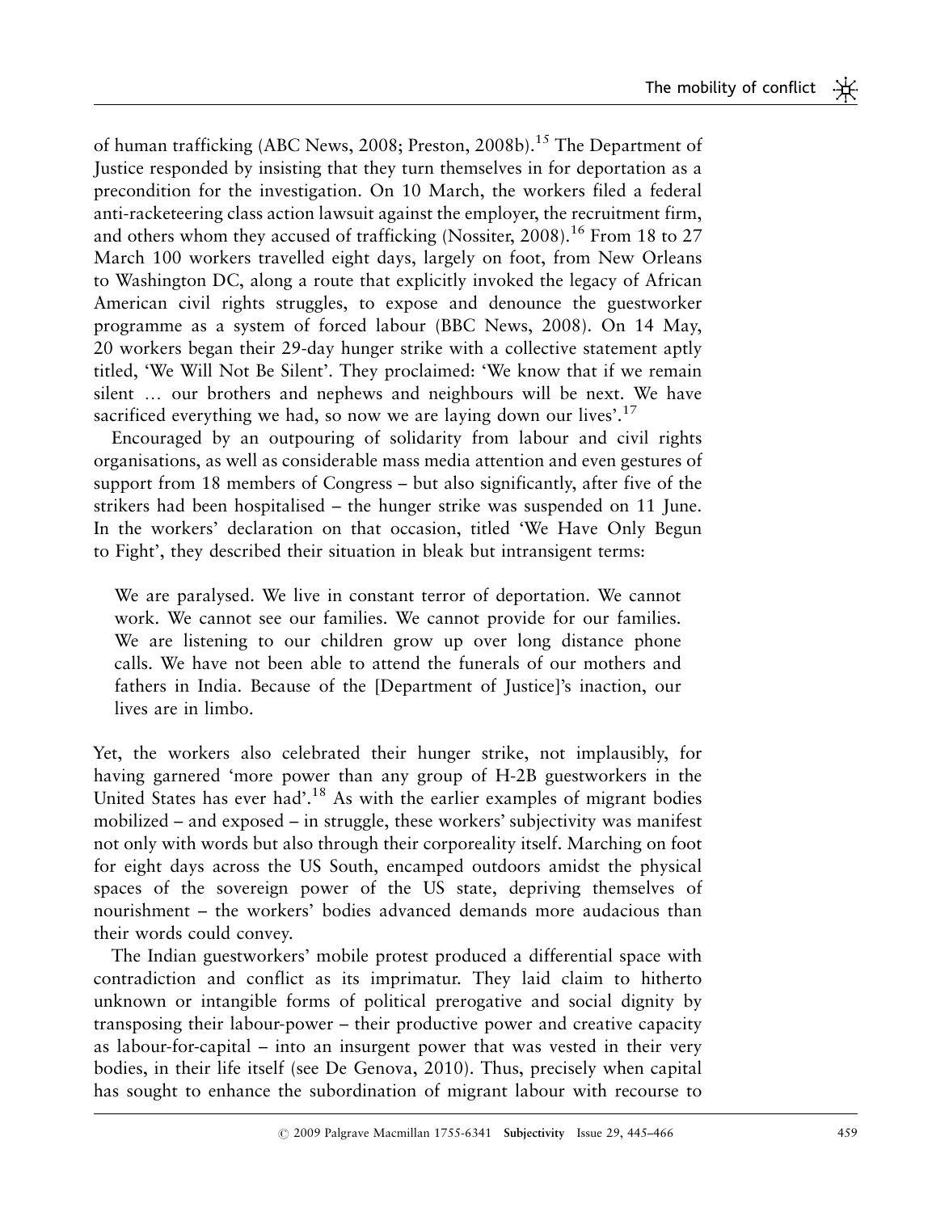of human trafficking (ABC News, 2008; Preston, 2008b).[15] The Department of Justice responded by insisting that they turn themselves in for deportation as a precondition for the investigation. On 10 March, the workers filed a federal anti-racketeering class action lawsuit against the employer, the recruitment firm, and others whom they accused of trafficking (Nossiter, 2008).[16] From 18 to 27 March 100 workers travelled eight days, largely on foot, from New Orleans to Washington DC, along a route that explicitly invoked the legacy of African American civil rights struggles, to expose and denounce the guestworker programme as a system of forced labour (BBC News, 2008). On 14 May, 20 workers began their 29-day hunger strike with a collective statement aptly titled, 'We Will Not Be Silent'. They proclaimed: 'We know that if we remain silent … our brothers and nephews and neighbours will be next. We have sacrificed everything we had, so now we are laying down our lives'.[17]

Encouraged by an outpouring of solidarity from labour and civil rights organisations, as well as considerable mass media attention and even gestures of support from 18 members of Congress – but also significantly, after five of the strikers had been hospitalised – the hunger strike was suspended on 11 June. In the workers' declaration on that occasion, titled 'We Have Only Begun to Fight', they described their situation in bleak but intransigent terms:

> We are paralysed. We live in constant terror of deportation. We cannot work. We cannot see our families. We cannot provide for our families. We are listening to our children grow up over long distance phone calls. We have not been able to attend the funerals of our mothers and fathers in India. Because of the [Department of Justice]'s inaction, our lives are in limbo.

Yet, the workers also celebrated their hunger strike, not implausibly, for having garnered 'more power than any group of H-2B guestworkers in the United States has ever had'.[18] As with the earlier examples of migrant bodies mobilized – and exposed – in struggle, these workers' subjectivity was manifest not only with words but also through their corporeality itself. Marching on foot for eight days across the US South, encamped outdoors amidst the physical spaces of the sovereign power of the US state, depriving themselves of nourishment – the workers' bodies advanced demands more audacious than their words could convey.

The Indian guestworkers' mobile protest produced a differential space with contradiction and conflict as its imprimatur. They laid claim to hitherto unknown or intangible forms of political prerogative and social dignity by transposing their labour-power – their productive power and creative capacity as labour-for-capital – into an insurgent power that was vested in their very bodies, in their life itself (see De Genova, 2010). Thus, precisely when capital has sought to enhance the subordination of migrant labour with recourse to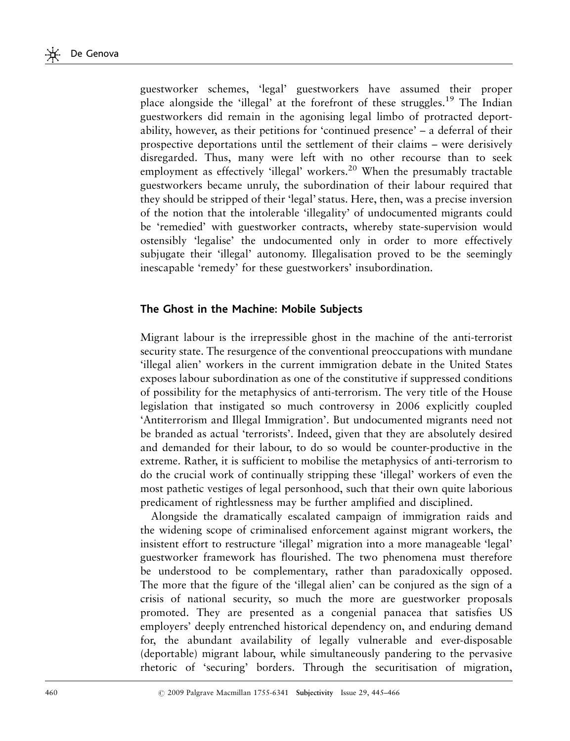guestworker schemes, 'legal' guestworkers have assumed their proper place alongside the 'illegal' at the forefront of these struggles.[19] The Indian guestworkers did remain in the agonising legal limbo of protracted deportability, however, as their petitions for 'continued presence' – a deferral of their prospective deportations until the settlement of their claims – were derisively disregarded. Thus, many were left with no other recourse than to seek employment as effectively 'illegal' workers.[20] When the presumably tractable guestworkers became unruly, the subordination of their labour required that they should be stripped of their 'legal' status. Here, then, was a precise inversion of the notion that the intolerable 'illegality' of undocumented migrants could be 'remedied' with guestworker contracts, whereby state-supervision would ostensibly 'legalise' the undocumented only in order to more effectively subjugate their 'illegal' autonomy. Illegalisation proved to be the seemingly inescapable 'remedy' for these guestworkers' insubordination.

## The Ghost in the Machine: Mobile Subjects

Migrant labour is the irrepressible ghost in the machine of the anti-terrorist security state. The resurgence of the conventional preoccupations with mundane 'illegal alien' workers in the current immigration debate in the United States exposes labour subordination as one of the constitutive if suppressed conditions of possibility for the metaphysics of anti-terrorism. The very title of the House legislation that instigated so much controversy in 2006 explicitly coupled 'Antiterrorism and Illegal Immigration'. But undocumented migrants need not be branded as actual 'terrorists'. Indeed, given that they are absolutely desired and demanded for their labour, to do so would be counter-productive in the extreme. Rather, it is sufficient to mobilise the metaphysics of anti-terrorism to do the crucial work of continually stripping these 'illegal' workers of even the most pathetic vestiges of legal personhood, such that their own quite laborious predicament of rightlessness may be further amplified and disciplined.

Alongside the dramatically escalated campaign of immigration raids and the widening scope of criminalised enforcement against migrant workers, the insistent effort to restructure 'illegal' migration into a more manageable 'legal' guestworker framework has flourished. The two phenomena must therefore be understood to be complementary, rather than paradoxically opposed. The more that the figure of the 'illegal alien' can be conjured as the sign of a crisis of national security, so much the more are guestworker proposals promoted. They are presented as a congenial panacea that satisfies US employers' deeply entrenched historical dependency on, and enduring demand for, the abundant availability of legally vulnerable and ever-disposable (deportable) migrant labour, while simultaneously pandering to the pervasive rhetoric of 'securing' borders. Through the securitisation of migration,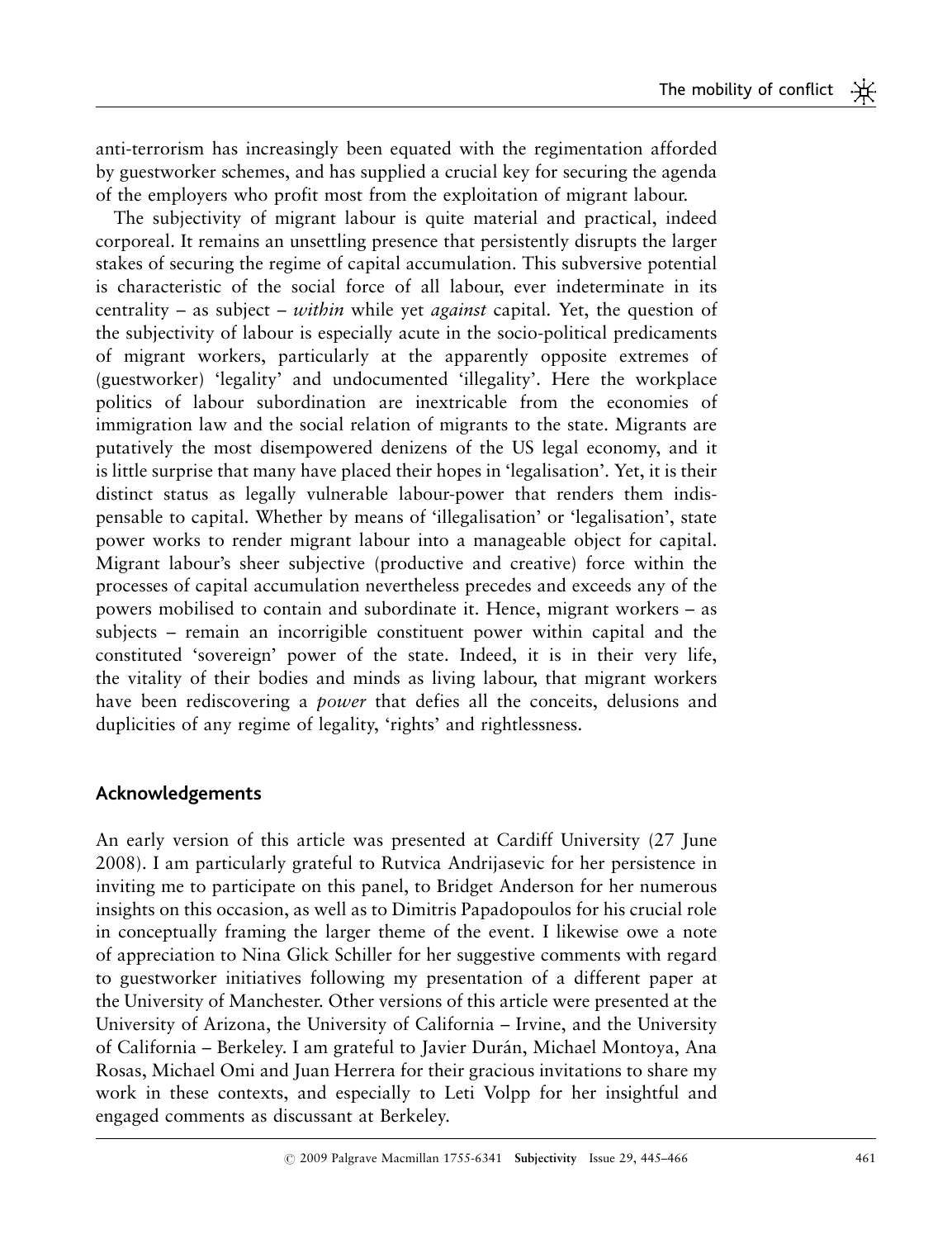anti-terrorism has increasingly been equated with the regimentation afforded by guestworker schemes, and has supplied a crucial key for securing the agenda of the employers who profit most from the exploitation of migrant labour.

The subjectivity of migrant labour is quite material and practical, indeed corporeal. It remains an unsettling presence that persistently disrupts the larger stakes of securing the regime of capital accumulation. This subversive potential is characteristic of the social force of all labour, ever indeterminate in its centrality – as subject – *within* while yet *against* capital. Yet, the question of the subjectivity of labour is especially acute in the socio-political predicaments of migrant workers, particularly at the apparently opposite extremes of (guestworker) 'legality' and undocumented 'illegality'. Here the workplace politics of labour subordination are inextricable from the economies of immigration law and the social relation of migrants to the state. Migrants are putatively the most disempowered denizens of the US legal economy, and it is little surprise that many have placed their hopes in 'legalisation'. Yet, it is their distinct status as legally vulnerable labour-power that renders them indispensable to capital. Whether by means of 'illegalisation' or 'legalisation', state power works to render migrant labour into a manageable object for capital. Migrant labour's sheer subjective (productive and creative) force within the processes of capital accumulation nevertheless precedes and exceeds any of the powers mobilised to contain and subordinate it. Hence, migrant workers – as subjects – remain an incorrigible constituent power within capital and the constituted 'sovereign' power of the state. Indeed, it is in their very life, the vitality of their bodies and minds as living labour, that migrant workers have been rediscovering a *power* that defies all the conceits, delusions and duplicities of any regime of legality, 'rights' and rightlessness.

## Acknowledgements

An early version of this article was presented at Cardiff University (27 June 2008). I am particularly grateful to Rutvica Andrijasevic for her persistence in inviting me to participate on this panel, to Bridget Anderson for her numerous insights on this occasion, as well as to Dimitris Papadopoulos for his crucial role in conceptually framing the larger theme of the event. I likewise owe a note of appreciation to Nina Glick Schiller for her suggestive comments with regard to guestworker initiatives following my presentation of a different paper at the University of Manchester. Other versions of this article were presented at the University of Arizona, the University of California – Irvine, and the University of California – Berkeley. I am grateful to Javier Durán, Michael Montoya, Ana Rosas, Michael Omi and Juan Herrera for their gracious invitations to share my work in these contexts, and especially to Leti Volpp for her insightful and engaged comments as discussant at Berkeley.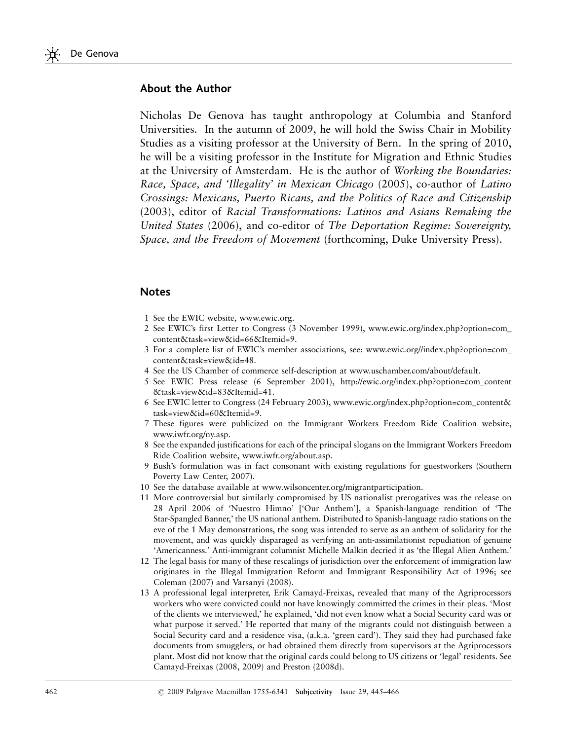## About the Author

Nicholas De Genova has taught anthropology at Columbia and Stanford Universities. In the autumn of 2009, he will hold the Swiss Chair in Mobility Studies as a visiting professor at the University of Bern. In the spring of 2010, he will be a visiting professor in the Institute for Migration and Ethnic Studies at the University of Amsterdam. He is the author of *Working the Boundaries: Race, Space, and 'Illegality' in Mexican Chicago* (2005), co-author of *Latino Crossings: Mexicans, Puerto Ricans, and the Politics of Race and Citizenship* (2003), editor of *Racial Transformations: Latinos and Asians Remaking the United States* (2006), and co-editor of *The Deportation Regime: Sovereignty, Space, and the Freedom of Movement* (forthcoming, Duke University Press).

## Notes

1 See the EWIC website, www.ewic.org.

2 See EWIC's first Letter to Congress (3 November 1999), www.ewic.org/index.php?option=com_content&task=view&id=66&Itemid=9.

3 For a complete list of EWIC's member associations, see: www.ewic.org//index.php?option=com_content&task=view&id=48.

4 See the US Chamber of commerce self-description at www.uschamber.com/about/default.

5 See EWIC Press release (6 September 2001), http://ewic.org/index.php?option=com_content&task=view&id=83&Itemid=41.

6 See EWIC letter to Congress (24 February 2003), www.ewic.org/index.php?option=com_content&task=view&id=60&Itemid=9.

7 These figures were publicized on the Immigrant Workers Freedom Ride Coalition website, www.iwfr.org/ny.asp.

8 See the expanded justifications for each of the principal slogans on the Immigrant Workers Freedom Ride Coalition website, www.iwfr.org/about.asp.

9 Bush's formulation was in fact consonant with existing regulations for guestworkers (Southern Poverty Law Center, 2007).

10 See the database available at www.wilsoncenter.org/migrantparticipation.

11 More controversial but similarly compromised by US nationalist prerogatives was the release on 28 April 2006 of 'Nuestro Himno' ['Our Anthem'], a Spanish-language rendition of 'The Star-Spangled Banner,' the US national anthem. Distributed to Spanish-language radio stations on the eve of the 1 May demonstrations, the song was intended to serve as an anthem of solidarity for the movement, and was quickly disparaged as verifying an anti-assimilationist repudiation of genuine 'Americanness.' Anti-immigrant columnist Michelle Malkin decried it as 'the Illegal Alien Anthem.'

12 The legal basis for many of these rescalings of jurisdiction over the enforcement of immigration law originates in the Illegal Immigration Reform and Immigrant Responsibility Act of 1996; see Coleman (2007) and Varsanyi (2008).

13 A professional legal interpreter, Erik Camayd-Freixas, revealed that many of the Agriprocessors workers who were convicted could not have knowingly committed the crimes in their pleas. 'Most of the clients we interviewed,' he explained, 'did not even know what a Social Security card was or what purpose it served.' He reported that many of the migrants could not distinguish between a Social Security card and a residence visa, (a.k.a. 'green card'). They said they had purchased fake documents from smugglers, or had obtained them directly from supervisors at the Agriprocessors plant. Most did not know that the original cards could belong to US citizens or 'legal' residents. See Camayd-Freixas (2008, 2009) and Preston (2008d).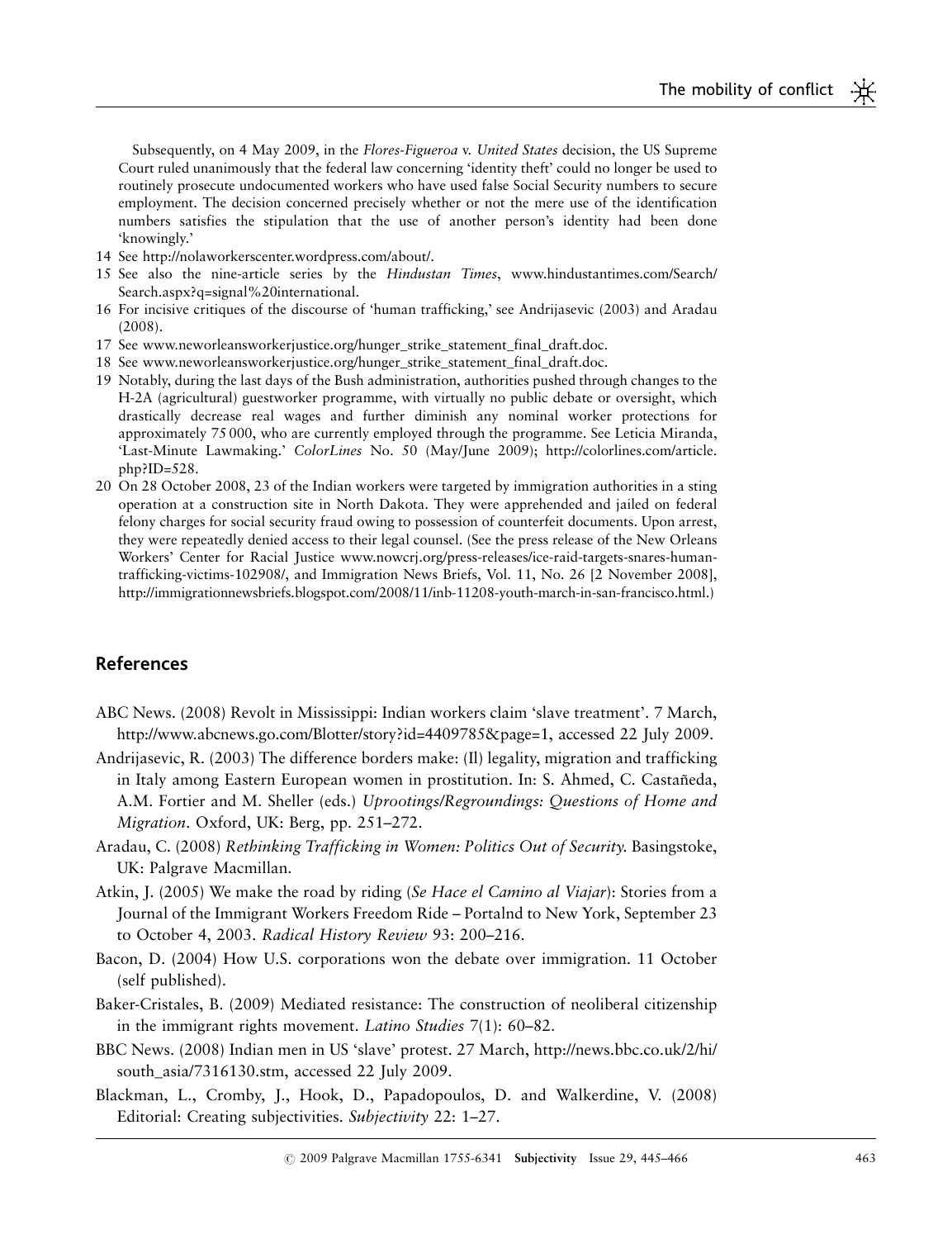Subsequently, on 4 May 2009, in the *Flores-Figueroa* v. *United States* decision, the US Supreme Court ruled unanimously that the federal law concerning 'identity theft' could no longer be used to routinely prosecute undocumented workers who have used false Social Security numbers to secure employment. The decision concerned precisely whether or not the mere use of the identification numbers satisfies the stipulation that the use of another person's identity had been done 'knowingly.'

14 See http://nolaworkerscenter.wordpress.com/about/.

15 See also the nine-article series by the *Hindustan Times*, www.hindustantimes.com/Search/Search.aspx?q=signal%20international.

16 For incisive critiques of the discourse of 'human trafficking,' see Andrijasevic (2003) and Aradau (2008).

17 See www.neworleansworkerjustice.org/hunger_strike_statement_final_draft.doc.

18 See www.neworleansworkerjustice.org/hunger_strike_statement_final_draft.doc.

19 Notably, during the last days of the Bush administration, authorities pushed through changes to the H-2A (agricultural) guestworker programme, with virtually no public debate or oversight, which drastically decrease real wages and further diminish any nominal worker protections for approximately 75 000, who are currently employed through the programme. See Leticia Miranda, 'Last-Minute Lawmaking.' *ColorLines* No. 50 (May/June 2009); http://colorlines.com/article.php?ID=528.

20 On 28 October 2008, 23 of the Indian workers were targeted by immigration authorities in a sting operation at a construction site in North Dakota. They were apprehended and jailed on federal felony charges for social security fraud owing to possession of counterfeit documents. Upon arrest, they were repeatedly denied access to their legal counsel. (See the press release of the New Orleans Workers' Center for Racial Justice www.nowcrj.org/press-releases/ice-raid-targets-snares-human-trafficking-victims-102908/, and Immigration News Briefs, Vol. 11, No. 26 [2 November 2008], http://immigrationnewsbriefs.blogspot.com/2008/11/inb-11208-youth-march-in-san-francisco.html.)

## References

ABC News. (2008) Revolt in Mississippi: Indian workers claim 'slave treatment'. 7 March, http://www.abcnews.go.com/Blotter/story?id=4409785&page=1, accessed 22 July 2009.

Andrijasevic, R. (2003) The difference borders make: (Il) legality, migration and trafficking in Italy among Eastern European women in prostitution. In: S. Ahmed, C. Castañeda, A.M. Fortier and M. Sheller (eds.) *Uprootings/Regroundings: Questions of Home and Migration*. Oxford, UK: Berg, pp. 251–272.

Aradau, C. (2008) *Rethinking Trafficking in Women: Politics Out of Security*. Basingstoke, UK: Palgrave Macmillan.

Atkin, J. (2005) We make the road by riding (*Se Hace el Camino al Viajar*): Stories from a Journal of the Immigrant Workers Freedom Ride – Portalnd to New York, September 23 to October 4, 2003. *Radical History Review* 93: 200–216.

Bacon, D. (2004) How U.S. corporations won the debate over immigration. 11 October (self published).

Baker-Cristales, B. (2009) Mediated resistance: The construction of neoliberal citizenship in the immigrant rights movement. *Latino Studies* 7(1): 60–82.

BBC News. (2008) Indian men in US 'slave' protest. 27 March, http://news.bbc.co.uk/2/hi/south_asia/7316130.stm, accessed 22 July 2009.

Blackman, L., Cromby, J., Hook, D., Papadopoulos, D. and Walkerdine, V. (2008) Editorial: Creating subjectivities. *Subjectivity* 22: 1–27.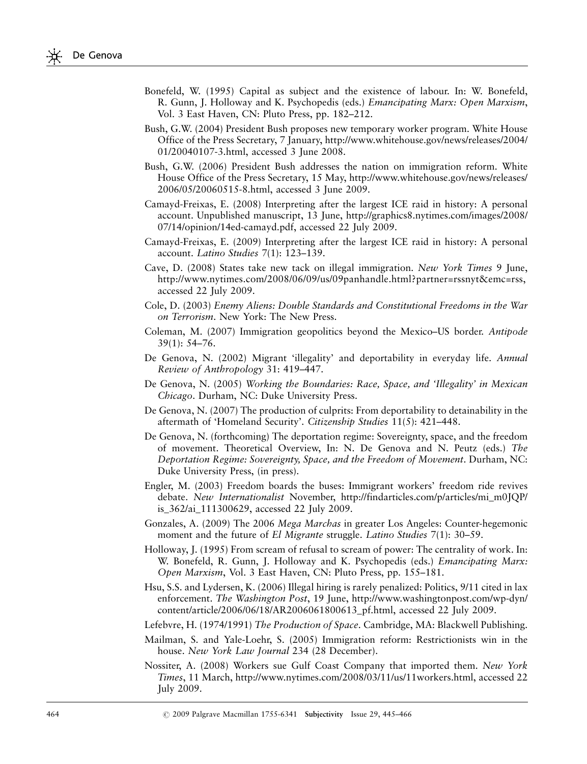Bonefeld, W. (1995) Capital as subject and the existence of labour. In: W. Bonefeld, R. Gunn, J. Holloway and K. Psychopedis (eds.) *Emancipating Marx: Open Marxism*, Vol. 3 East Haven, CN: Pluto Press, pp. 182–212.

Bush, G.W. (2004) President Bush proposes new temporary worker program. White House Office of the Press Secretary, 7 January, http://www.whitehouse.gov/news/releases/2004/01/20040107-3.html, accessed 3 June 2008.

Bush, G.W. (2006) President Bush addresses the nation on immigration reform. White House Office of the Press Secretary, 15 May, http://www.whitehouse.gov/news/releases/2006/05/20060515-8.html, accessed 3 June 2009.

Camayd-Freixas, E. (2008) Interpreting after the largest ICE raid in history: A personal account. Unpublished manuscript, 13 June, http://graphics8.nytimes.com/images/2008/07/14/opinion/14ed-camayd.pdf, accessed 22 July 2009.

Camayd-Freixas, E. (2009) Interpreting after the largest ICE raid in history: A personal account. *Latino Studies* 7(1): 123–139.

Cave, D. (2008) States take new tack on illegal immigration. *New York Times* 9 June, http://www.nytimes.com/2008/06/09/us/09panhandle.html?partner=rssnyt&emc=rss, accessed 22 July 2009.

Cole, D. (2003) *Enemy Aliens: Double Standards and Constitutional Freedoms in the War on Terrorism*. New York: The New Press.

Coleman, M. (2007) Immigration geopolitics beyond the Mexico–US border. *Antipode* 39(1): 54–76.

De Genova, N. (2002) Migrant 'illegality' and deportability in everyday life. *Annual Review of Anthropology* 31: 419–447.

De Genova, N. (2005) *Working the Boundaries: Race, Space, and 'Illegality' in Mexican Chicago*. Durham, NC: Duke University Press.

De Genova, N. (2007) The production of culprits: From deportability to detainability in the aftermath of 'Homeland Security'. *Citizenship Studies* 11(5): 421–448.

De Genova, N. (forthcoming) The deportation regime: Sovereignty, space, and the freedom of movement. Theoretical Overview, In: N. De Genova and N. Peutz (eds.) *The Deportation Regime: Sovereignty, Space, and the Freedom of Movement*. Durham, NC: Duke University Press, (in press).

Engler, M. (2003) Freedom boards the buses: Immigrant workers' freedom ride revives debate. *New Internationalist* November, http://findarticles.com/p/articles/mi_m0JQP/is_362/ai_111300629, accessed 22 July 2009.

Gonzales, A. (2009) The 2006 *Mega Marchas* in greater Los Angeles: Counter-hegemonic moment and the future of *El Migrante* struggle. *Latino Studies* 7(1): 30–59.

Holloway, J. (1995) From scream of refusal to scream of power: The centrality of work. In: W. Bonefeld, R. Gunn, J. Holloway and K. Psychopedis (eds.) *Emancipating Marx: Open Marxism*, Vol. 3 East Haven, CN: Pluto Press, pp. 155–181.

Hsu, S.S. and Lydersen, K. (2006) Illegal hiring is rarely penalized: Politics, 9/11 cited in lax enforcement. *The Washington Post*, 19 June, http://www.washingtonpost.com/wp-dyn/content/article/2006/06/18/AR2006061800613_pf.html, accessed 22 July 2009.

Lefebvre, H. (1974/1991) *The Production of Space*. Cambridge, MA: Blackwell Publishing.

Mailman, S. and Yale-Loehr, S. (2005) Immigration reform: Restrictionists win in the house. *New York Law Journal* 234 (28 December).

Nossiter, A. (2008) Workers sue Gulf Coast Company that imported them. *New York Times*, 11 March, http://www.nytimes.com/2008/03/11/us/11workers.html, accessed 22 July 2009.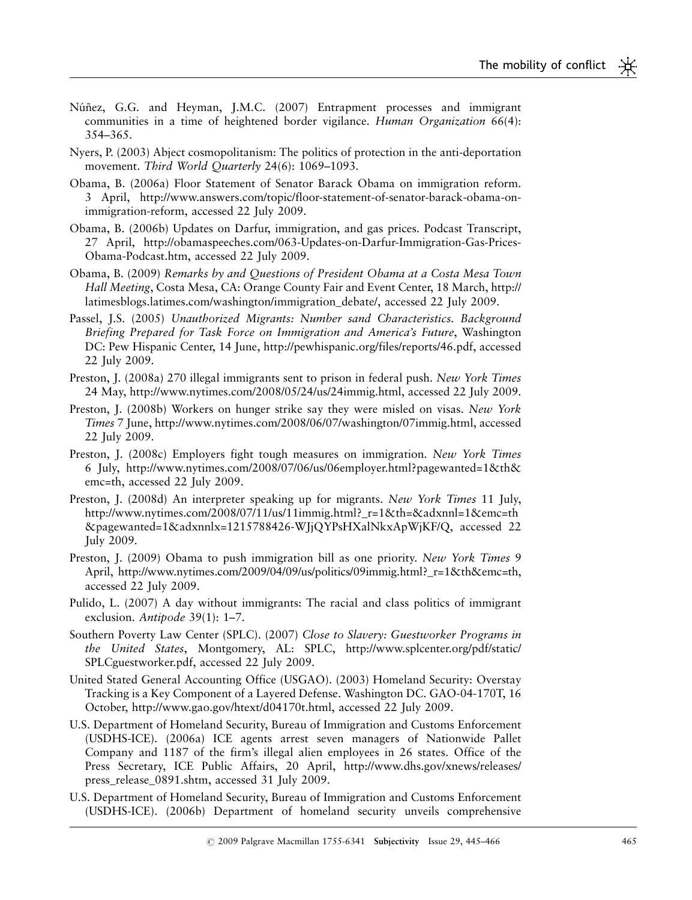Núñez, G.G. and Heyman, J.M.C. (2007) Entrapment processes and immigrant communities in a time of heightened border vigilance. *Human Organization* 66(4): 354–365.

Nyers, P. (2003) Abject cosmopolitanism: The politics of protection in the anti-deportation movement. *Third World Quarterly* 24(6): 1069–1093.

Obama, B. (2006a) Floor Statement of Senator Barack Obama on immigration reform. 3 April, http://www.answers.com/topic/floor-statement-of-senator-barack-obama-on-immigration-reform, accessed 22 July 2009.

Obama, B. (2006b) Updates on Darfur, immigration, and gas prices. Podcast Transcript, 27 April, http://obamaspeeches.com/063-Updates-on-Darfur-Immigration-Gas-Prices-Obama-Podcast.htm, accessed 22 July 2009.

Obama, B. (2009) *Remarks by and Questions of President Obama at a Costa Mesa Town Hall Meeting*, Costa Mesa, CA: Orange County Fair and Event Center, 18 March, http://latimesblogs.latimes.com/washington/immigration_debate/, accessed 22 July 2009.

Passel, J.S. (2005) *Unauthorized Migrants: Number sand Characteristics. Background Briefing Prepared for Task Force on Immigration and America's Future*, Washington DC: Pew Hispanic Center, 14 June, http://pewhispanic.org/files/reports/46.pdf, accessed 22 July 2009.

Preston, J. (2008a) 270 illegal immigrants sent to prison in federal push. *New York Times* 24 May, http://www.nytimes.com/2008/05/24/us/24immig.html, accessed 22 July 2009.

Preston, J. (2008b) Workers on hunger strike say they were misled on visas. *New York Times* 7 June, http://www.nytimes.com/2008/06/07/washington/07immig.html, accessed 22 July 2009.

Preston, J. (2008c) Employers fight tough measures on immigration. *New York Times* 6 July, http://www.nytimes.com/2008/07/06/us/06employer.html?pagewanted=1&th&emc=th, accessed 22 July 2009.

Preston, J. (2008d) An interpreter speaking up for migrants. *New York Times* 11 July, http://www.nytimes.com/2008/07/11/us/11immig.html?_r=1&th=&adxnnl=1&emc=th&pagewanted=1&adxnnlx=1215788426-WJjQYPsHXalNkxApWjKF/Q, accessed 22 July 2009.

Preston, J. (2009) Obama to push immigration bill as one priority. *New York Times* 9 April, http://www.nytimes.com/2009/04/09/us/politics/09immig.html?_r=1&th&emc=th, accessed 22 July 2009.

Pulido, L. (2007) A day without immigrants: The racial and class politics of immigrant exclusion. *Antipode* 39(1): 1–7.

Southern Poverty Law Center (SPLC). (2007) *Close to Slavery: Guestworker Programs in the United States*, Montgomery, AL: SPLC, http://www.splcenter.org/pdf/static/SPLCguestworker.pdf, accessed 22 July 2009.

United Stated General Accounting Office (USGAO). (2003) Homeland Security: Overstay Tracking is a Key Component of a Layered Defense. Washington DC. GAO-04-170T, 16 October, http://www.gao.gov/htext/d04170t.html, accessed 22 July 2009.

U.S. Department of Homeland Security, Bureau of Immigration and Customs Enforcement (USDHS-ICE). (2006a) ICE agents arrest seven managers of Nationwide Pallet Company and 1187 of the firm's illegal alien employees in 26 states. Office of the Press Secretary, ICE Public Affairs, 20 April, http://www.dhs.gov/xnews/releases/press_release_0891.shtm, accessed 31 July 2009.

U.S. Department of Homeland Security, Bureau of Immigration and Customs Enforcement (USDHS-ICE). (2006b) Department of homeland security unveils comprehensive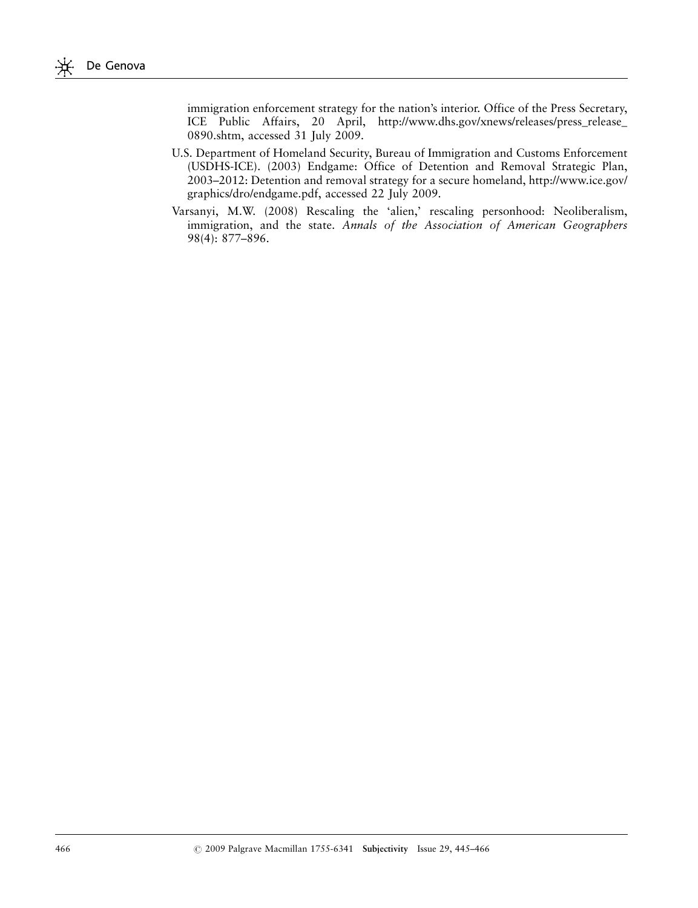immigration enforcement strategy for the nation's interior. Office of the Press Secretary, ICE Public Affairs, 20 April, http://www.dhs.gov/xnews/releases/press_release_0890.shtm, accessed 31 July 2009.

U.S. Department of Homeland Security, Bureau of Immigration and Customs Enforcement (USDHS-ICE). (2003) Endgame: Office of Detention and Removal Strategic Plan, 2003–2012: Detention and removal strategy for a secure homeland, http://www.ice.gov/graphics/dro/endgame.pdf, accessed 22 July 2009.

Varsanyi, M.W. (2008) Rescaling the 'alien,' rescaling personhood: Neoliberalism, immigration, and the state. *Annals of the Association of American Geographers* 98(4): 877–896.